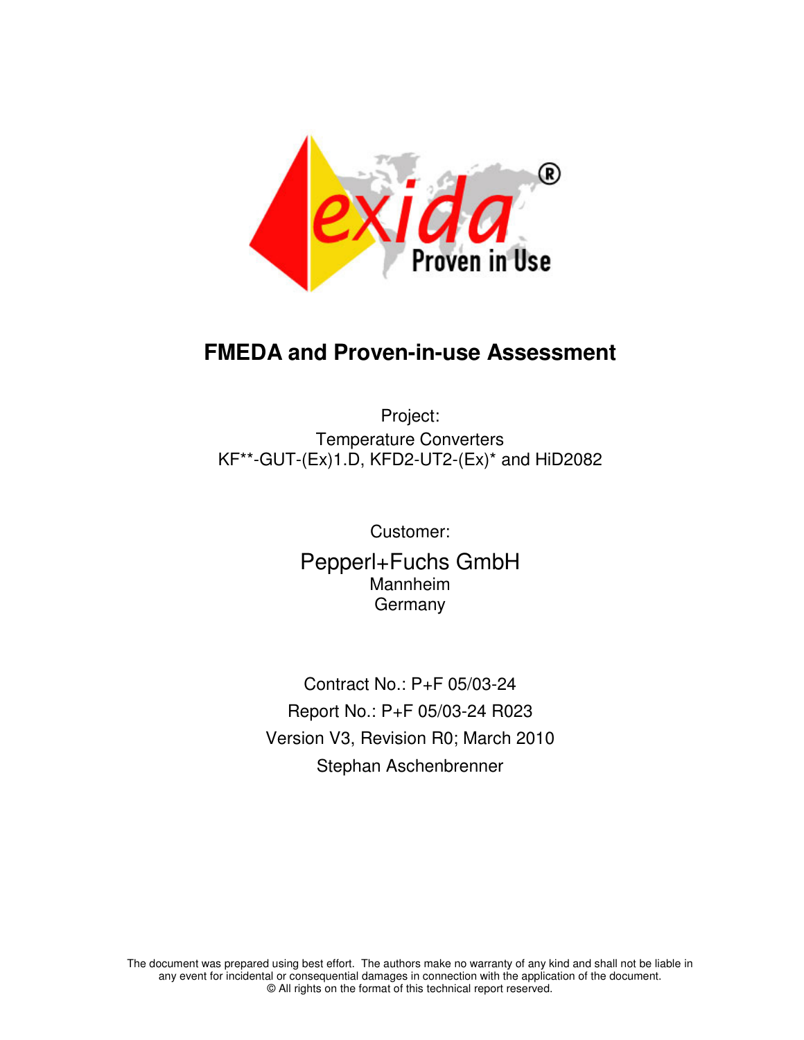# FMEDA and Proven-in-use Assessment

Project:
Temperature Converters
KF**-GUT-(Ex)1.D, KFD2-UT2-(Ex)* and HiD2082

Customer:
Pepperl+Fuchs GmbH
Mannheim
Germany

Contract No.: P+F 05/03-24
Report No.: P+F 05/03-24 R023
Version V3, Revision R0; March 2010
Stephan Aschenbrenner

The document was prepared using best effort. The authors make no warranty of any kind and shall not be liable in any event for incidental or consequential damages in connection with the application of the document.
© All rights on the format of this technical report reserved.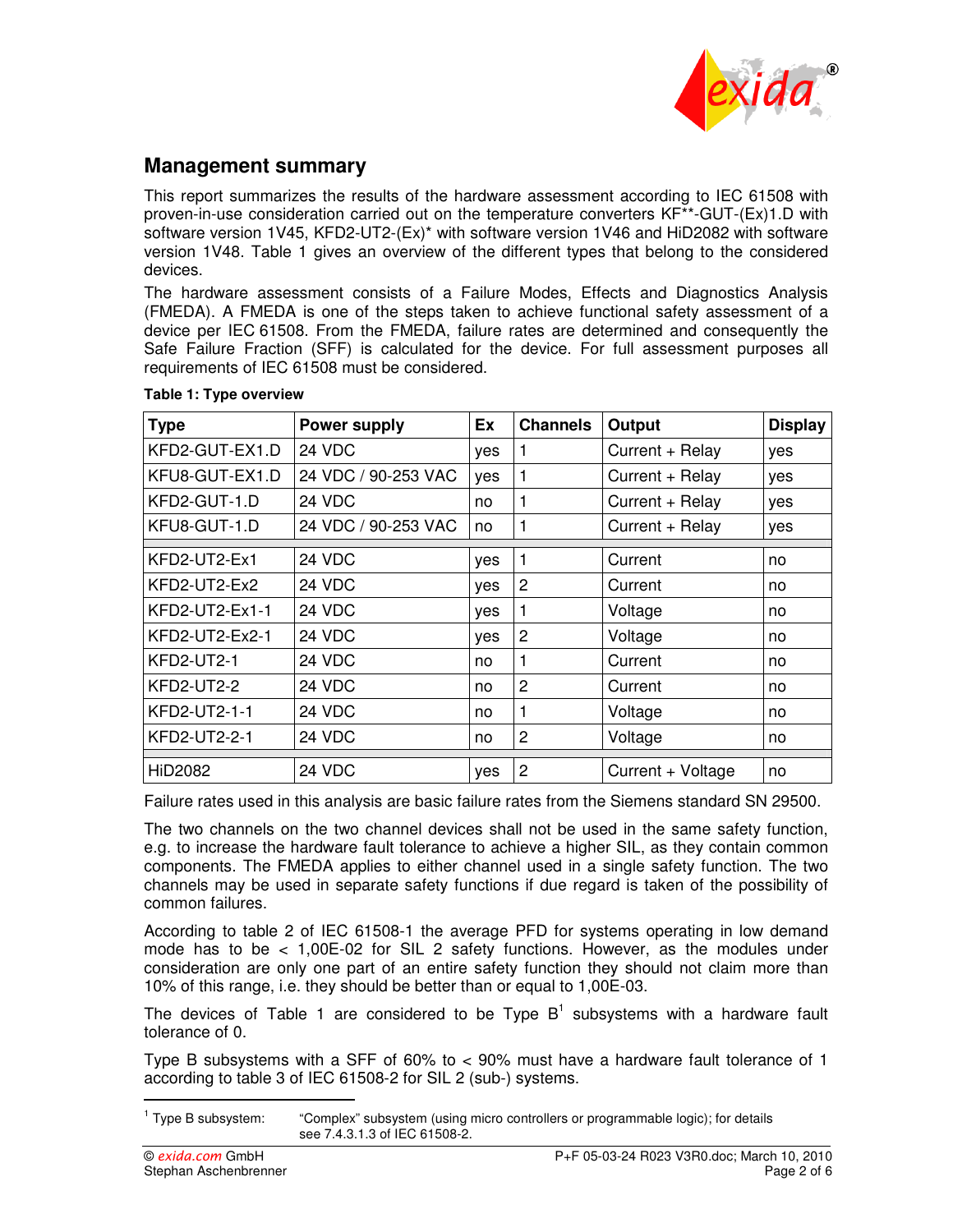## Management summary

This report summarizes the results of the hardware assessment according to IEC 61508 with proven-in-use consideration carried out on the temperature converters KF**-GUT-(Ex)1.D with software version 1V45, KFD2-UT2-(Ex)* with software version 1V46 and HiD2082 with software version 1V48. Table 1 gives an overview of the different types that belong to the considered devices.

The hardware assessment consists of a Failure Modes, Effects and Diagnostics Analysis (FMEDA). A FMEDA is one of the steps taken to achieve functional safety assessment of a device per IEC 61508. From the FMEDA, failure rates are determined and consequently the Safe Failure Fraction (SFF) is calculated for the device. For full assessment purposes all requirements of IEC 61508 must be considered.

**Table 1: Type overview**

| Type | Power supply | Ex | Channels | Output | Display |
|---|---|---|---|---|---|
| KFD2-GUT-EX1.D | 24 VDC | yes | 1 | Current + Relay | yes |
| KFU8-GUT-EX1.D | 24 VDC / 90-253 VAC | yes | 1 | Current + Relay | yes |
| KFD2-GUT-1.D | 24 VDC | no | 1 | Current + Relay | yes |
| KFU8-GUT-1.D | 24 VDC / 90-253 VAC | no | 1 | Current + Relay | yes |
| KFD2-UT2-Ex1 | 24 VDC | yes | 1 | Current | no |
| KFD2-UT2-Ex2 | 24 VDC | yes | 2 | Current | no |
| KFD2-UT2-Ex1-1 | 24 VDC | yes | 1 | Voltage | no |
| KFD2-UT2-Ex2-1 | 24 VDC | yes | 2 | Voltage | no |
| KFD2-UT2-1 | 24 VDC | no | 1 | Current | no |
| KFD2-UT2-2 | 24 VDC | no | 2 | Current | no |
| KFD2-UT2-1-1 | 24 VDC | no | 1 | Voltage | no |
| KFD2-UT2-2-1 | 24 VDC | no | 2 | Voltage | no |
| HiD2082 | 24 VDC | yes | 2 | Current + Voltage | no |

Failure rates used in this analysis are basic failure rates from the Siemens standard SN 29500.

The two channels on the two channel devices shall not be used in the same safety function, e.g. to increase the hardware fault tolerance to achieve a higher SIL, as they contain common components. The FMEDA applies to either channel used in a single safety function. The two channels may be used in separate safety functions if due regard is taken of the possibility of common failures.

According to table 2 of IEC 61508-1 the average PFD for systems operating in low demand mode has to be < 1,00E-02 for SIL 2 safety functions. However, as the modules under consideration are only one part of an entire safety function they should not claim more than 10% of this range, i.e. they should be better than or equal to 1,00E-03.

The devices of Table 1 are considered to be Type B[1] subsystems with a hardware fault tolerance of 0.

Type B subsystems with a SFF of 60% to < 90% must have a hardware fault tolerance of 1 according to table 3 of IEC 61508-2 for SIL 2 (sub-) systems.

[1] Type B subsystem: "Complex" subsystem (using micro controllers or programmable logic); for details see 7.4.3.1.3 of IEC 61508-2.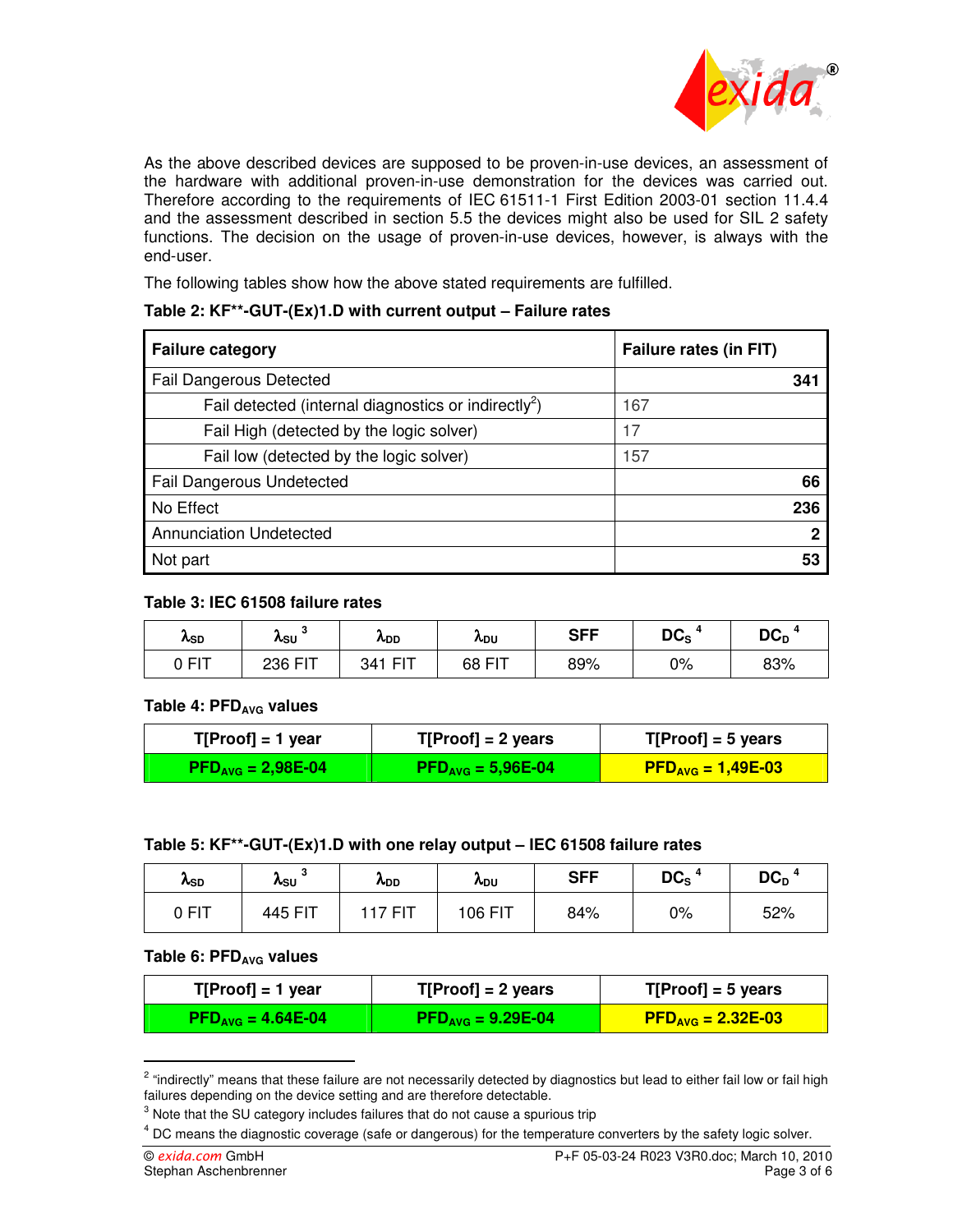As the above described devices are supposed to be proven-in-use devices, an assessment of the hardware with additional proven-in-use demonstration for the devices was carried out. Therefore according to the requirements of IEC 61511-1 First Edition 2003-01 section 11.4.4 and the assessment described in section 5.5 the devices might also be used for SIL 2 safety functions. The decision on the usage of proven-in-use devices, however, is always with the end-user.

The following tables show how the above stated requirements are fulfilled.

**Table 2: KF**-GUT-(Ex)1.D with current output – Failure rates**

| Failure category | Failure rates (in FIT) |
|---|---|
| Fail Dangerous Detected | **341** |
| Fail detected (internal diagnostics or indirectly[2]) | 167 |
| Fail High (detected by the logic solver) | 17 |
| Fail low (detected by the logic solver) | 157 |
| Fail Dangerous Undetected | **66** |
| No Effect | **236** |
| Annunciation Undetected | **2** |
| Not part | **53** |

**Table 3: IEC 61508 failure rates**

| $\lambda_{SD}$ | $\lambda_{SU}$ [3] | $\lambda_{DD}$ | $\lambda_{DU}$ | SFF | $DC_S$ [4] | $DC_D$ [4] |
|---|---|---|---|---|---|---|
| 0 FIT | 236 FIT | 341 FIT | 68 FIT | 89% | 0% | 83% |

**Table 4: $PFD_{AVG}$ values**

| T[Proof] = 1 year | T[Proof] = 2 years | T[Proof] = 5 years |
|---|---|---|
| $PFD_{AVG}$ = 2,98E-04 | $PFD_{AVG}$ = 5,96E-04 | $PFD_{AVG}$ = 1,49E-03 |

**Table 5: KF**-GUT-(Ex)1.D with one relay output – IEC 61508 failure rates**

| $\lambda_{SD}$ | $\lambda_{SU}$ [3] | $\lambda_{DD}$ | $\lambda_{DU}$ | SFF | $DC_S$ [4] | $DC_D$ [4] |
|---|---|---|---|---|---|---|
| 0 FIT | 445 FIT | 117 FIT | 106 FIT | 84% | 0% | 52% |

**Table 6: $PFD_{AVG}$ values**

| T[Proof] = 1 year | T[Proof] = 2 years | T[Proof] = 5 years |
|---|---|---|
| $PFD_{AVG}$ = 4.64E-04 | $PFD_{AVG}$ = 9.29E-04 | $PFD_{AVG}$ = 2.32E-03 |

---

[2] "indirectly" means that these failure are not necessarily detected by diagnostics but lead to either fail low or fail high failures depending on the device setting and are therefore detectable.

[3] Note that the SU category includes failures that do not cause a spurious trip

[4] DC means the diagnostic coverage (safe or dangerous) for the temperature converters by the safety logic solver.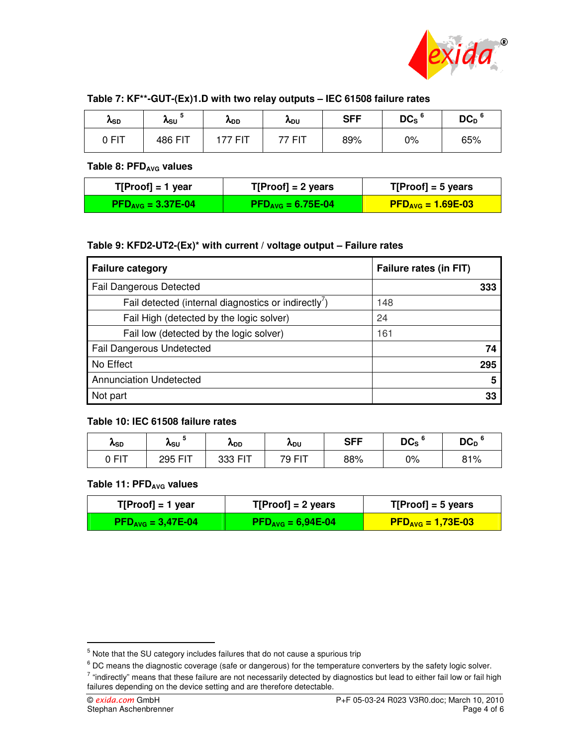**Table 7: KF**-GUT-(Ex)1.D with two relay outputs – IEC 61508 failure rates**

| $\lambda_{SD}$ | $\lambda_{SU}$ [5] | $\lambda_{DD}$ | $\lambda_{DU}$ | SFF | $DC_S$ [6] | $DC_D$ [6] |
|---|---|---|---|---|---|---|
| 0 FIT | 486 FIT | 177 FIT | 77 FIT | 89% | 0% | 65% |

**Table 8: $PFD_{AVG}$ values**

| T[Proof] = 1 year | T[Proof] = 2 years | T[Proof] = 5 years |
|---|---|---|
| $PFD_{AVG}$ = 3.37E-04 | $PFD_{AVG}$ = 6.75E-04 | $PFD_{AVG}$ = 1.69E-03 |

**Table 9: KFD2-UT2-(Ex)* with current / voltage output – Failure rates**

| Failure category | Failure rates (in FIT) |
|---|---|
| Fail Dangerous Detected | **333** |
| Fail detected (internal diagnostics or indirectly[7]) | 148 |
| Fail High (detected by the logic solver) | 24 |
| Fail low (detected by the logic solver) | 161 |
| Fail Dangerous Undetected | **74** |
| No Effect | **295** |
| Annunciation Undetected | **5** |
| Not part | **33** |

**Table 10: IEC 61508 failure rates**

| $\lambda_{SD}$ | $\lambda_{SU}$ [5] | $\lambda_{DD}$ | $\lambda_{DU}$ | SFF | $DC_S$ [6] | $DC_D$ [6] |
|---|---|---|---|---|---|---|
| 0 FIT | 295 FIT | 333 FIT | 79 FIT | 88% | 0% | 81% |

**Table 11: $PFD_{AVG}$ values**

| T[Proof] = 1 year | T[Proof] = 2 years | T[Proof] = 5 years |
|---|---|---|
| $PFD_{AVG}$ = 3,47E-04 | $PFD_{AVG}$ = 6,94E-04 | $PFD_{AVG}$ = 1,73E-03 |

---

[5] Note that the SU category includes failures that do not cause a spurious trip

[6] DC means the diagnostic coverage (safe or dangerous) for the temperature converters by the safety logic solver.

[7] "indirectly" means that these failure are not necessarily detected by diagnostics but lead to either fail low or fail high failures depending on the device setting and are therefore detectable.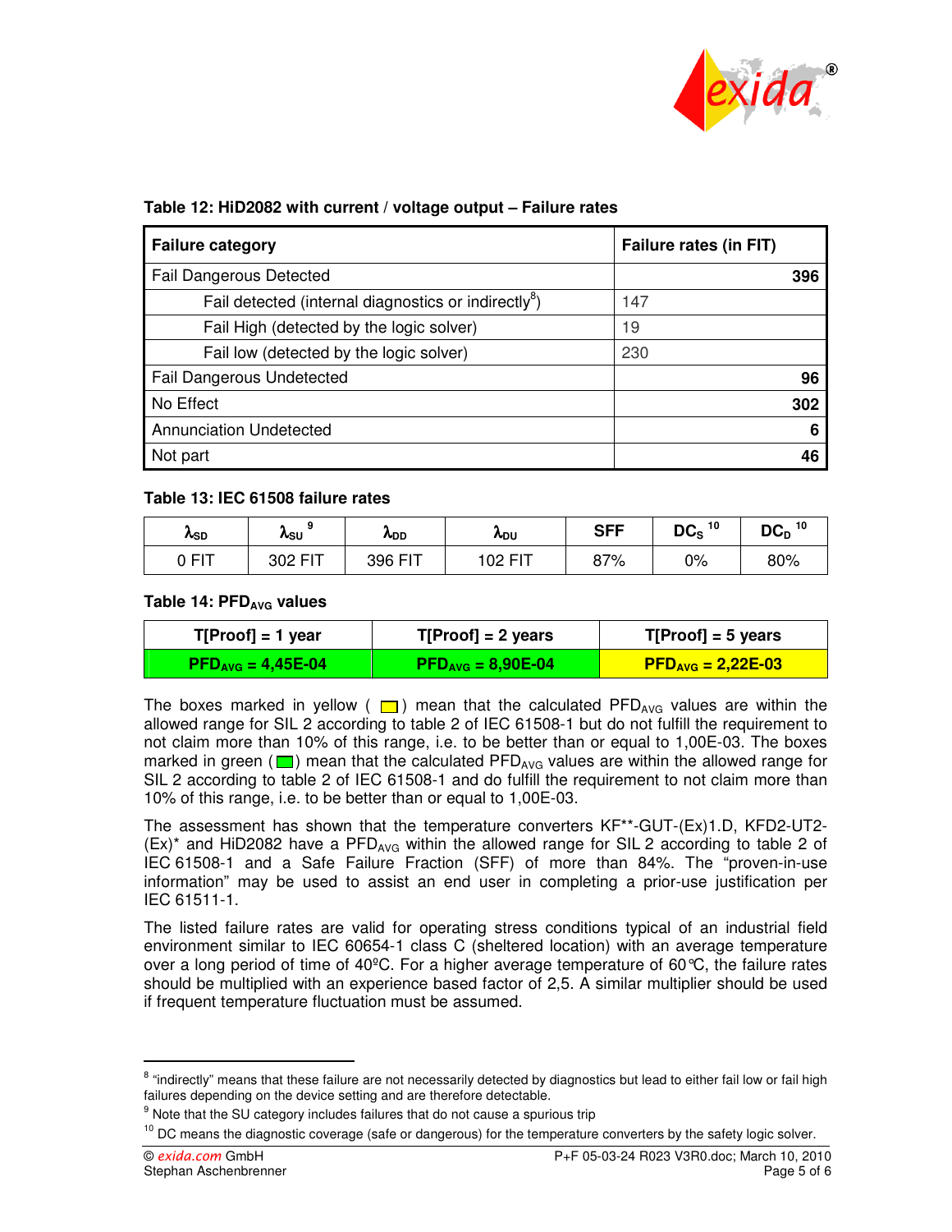**Table 12: HiD2082 with current / voltage output – Failure rates**

| Failure category | Failure rates (in FIT) |
|---|---|
| Fail Dangerous Detected | **396** |
| Fail detected (internal diagnostics or indirectly[8]) | 147 |
| Fail High (detected by the logic solver) | 19 |
| Fail low (detected by the logic solver) | 230 |
| Fail Dangerous Undetected | **96** |
| No Effect | **302** |
| Annunciation Undetected | **6** |
| Not part | **46** |

**Table 13: IEC 61508 failure rates**

| $\lambda_{SD}$ | $\lambda_{SU}$ [9] | $\lambda_{DD}$ | $\lambda_{DU}$ | SFF | $DC_S$ [10] | $DC_D$ [10] |
|---|---|---|---|---|---|---|
| 0 FIT | 302 FIT | 396 FIT | 102 FIT | 87% | 0% | 80% |

**Table 14: $PFD_{AVG}$ values**

| T[Proof] = 1 year | T[Proof] = 2 years | T[Proof] = 5 years |
|---|---|---|
| **$PFD_{AVG}$ = 4,45E-04** | **$PFD_{AVG}$ = 8,90E-04** | **$PFD_{AVG}$ = 2,22E-03** |

The boxes marked in yellow ( ) mean that the calculated $PFD_{AVG}$ values are within the allowed range for SIL 2 according to table 2 of IEC 61508-1 but do not fulfill the requirement to not claim more than 10% of this range, i.e. to be better than or equal to 1,00E-03. The boxes marked in green ( ) mean that the calculated $PFD_{AVG}$ values are within the allowed range for SIL 2 according to table 2 of IEC 61508-1 and do fulfill the requirement to not claim more than 10% of this range, i.e. to be better than or equal to 1,00E-03.

The assessment has shown that the temperature converters KF**-GUT-(Ex)1.D, KFD2-UT2-(Ex)* and HiD2082 have a $PFD_{AVG}$ within the allowed range for SIL 2 according to table 2 of IEC 61508-1 and a Safe Failure Fraction (SFF) of more than 84%. The "proven-in-use information" may be used to assist an end user in completing a prior-use justification per IEC 61511-1.

The listed failure rates are valid for operating stress conditions typical of an industrial field environment similar to IEC 60654-1 class C (sheltered location) with an average temperature over a long period of time of 40ºC. For a higher average temperature of 60°C, the failure rates should be multiplied with an experience based factor of 2,5. A similar multiplier should be used if frequent temperature fluctuation must be assumed.

---

[8] "indirectly" means that these failure are not necessarily detected by diagnostics but lead to either fail low or fail high failures depending on the device setting and are therefore detectable.

[9] Note that the SU category includes failures that do not cause a spurious trip

[10] DC means the diagnostic coverage (safe or dangerous) for the temperature converters by the safety logic solver.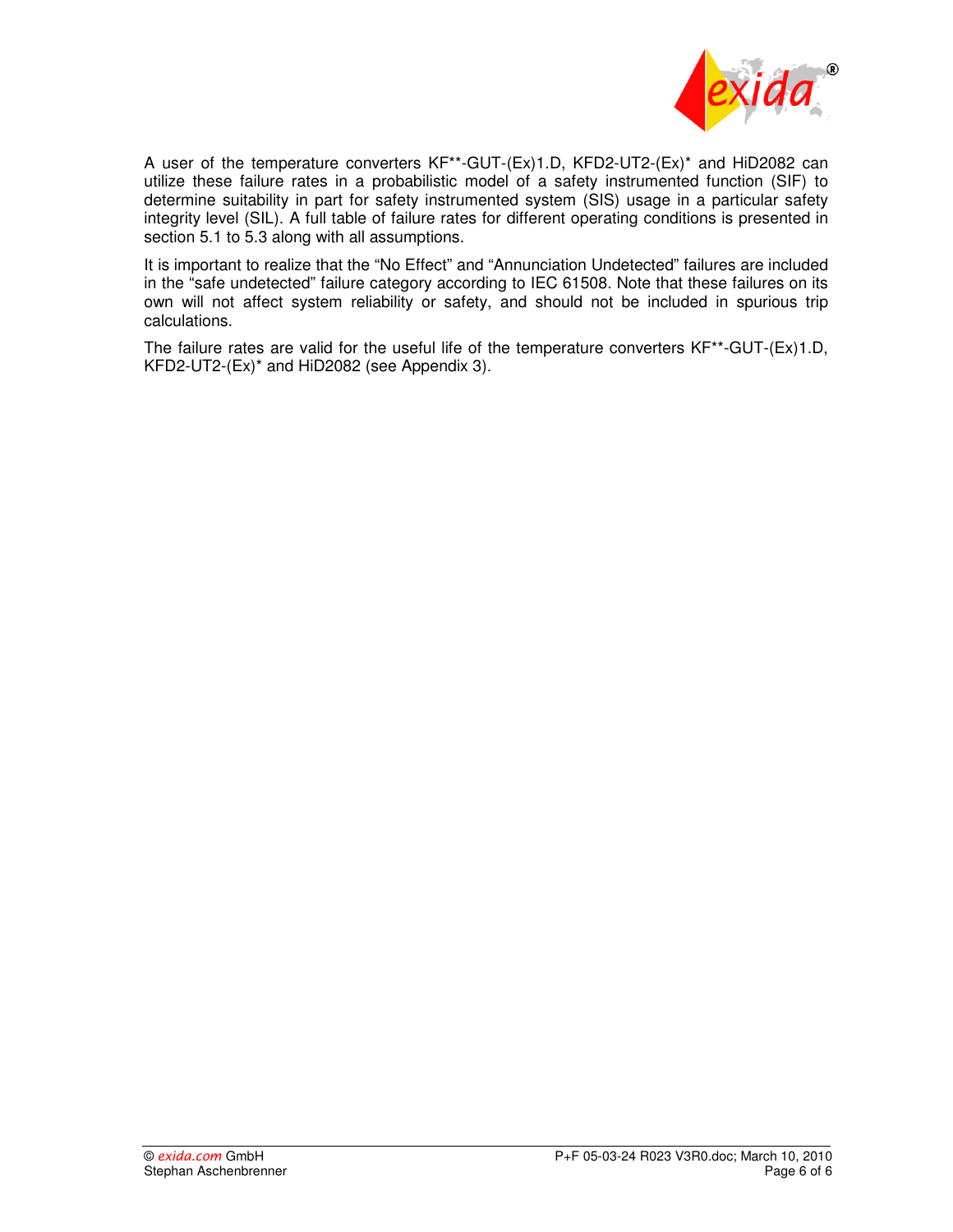A user of the temperature converters KF**-GUT-(Ex)1.D, KFD2-UT2-(Ex)* and HiD2082 can utilize these failure rates in a probabilistic model of a safety instrumented function (SIF) to determine suitability in part for safety instrumented system (SIS) usage in a particular safety integrity level (SIL). A full table of failure rates for different operating conditions is presented in section 5.1 to 5.3 along with all assumptions.

It is important to realize that the "No Effect" and "Annunciation Undetected" failures are included in the "safe undetected" failure category according to IEC 61508. Note that these failures on its own will not affect system reliability or safety, and should not be included in spurious trip calculations.

The failure rates are valid for the useful life of the temperature converters KF**-GUT-(Ex)1.D, KFD2-UT2-(Ex)* and HiD2082 (see Appendix 3).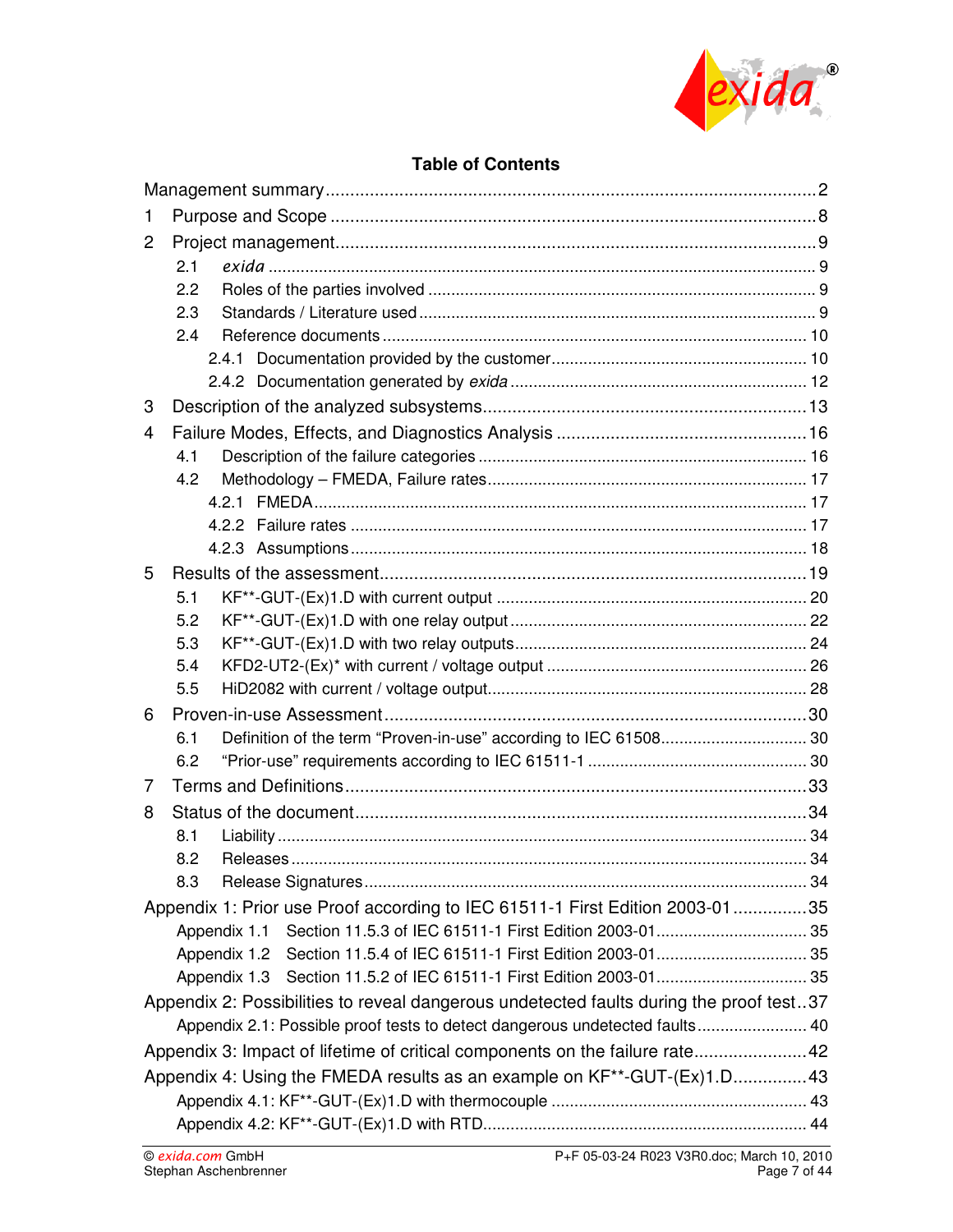## Table of Contents

Management summary....................................................................................................2

1 Purpose and Scope ..................................................................................................8

2 Project management..................................................................................................9

  2.1 *exida* .......................................................................................................9

  2.2 Roles of the parties involved ..................................................................................9

  2.3 Standards / Literature used ....................................................................................9

  2.4 Reference documents ..........................................................................................10

    2.4.1 Documentation provided by the customer........................................................10

    2.4.2 Documentation generated by *exida* ...............................................................12

3 Description of the analyzed subsystems..................................................................13

4 Failure Modes, Effects, and Diagnostics Analysis ...................................................16

  4.1 Description of the failure categories .....................................................................16

  4.2 Methodology – FMEDA, Failure rates.....................................................................17

    4.2.1 FMEDA..........................................................................................................17

    4.2.2 Failure rates ..................................................................................................17

    4.2.3 Assumptions..................................................................................................18

5 Results of the assessment......................................................................................19

  5.1 KF**-GUT-(Ex)1.D with current output ...................................................................20

  5.2 KF**-GUT-(Ex)1.D with one relay output ................................................................22

  5.3 KF**-GUT-(Ex)1.D with two relay outputs...............................................................24

  5.4 KFD2-UT2-(Ex)* with current / voltage output ........................................................26

  5.5 HiD2082 with current / voltage output.....................................................................28

6 Proven-in-use Assessment.......................................................................................30

  6.1 Definition of the term “Proven-in-use” according to IEC 61508.................................30

  6.2 “Prior-use” requirements according to IEC 61511-1 .................................................30

7 Terms and Definitions..............................................................................................33

8 Status of the document............................................................................................34

  8.1 Liability .............................................................................................................34

  8.2 Releases ..........................................................................................................34

  8.3 Release Signatures............................................................................................34

Appendix 1: Prior use Proof according to IEC 61511-1 First Edition 2003-01 ...............35

  Appendix 1.1 Section 11.5.3 of IEC 61511-1 First Edition 2003-01..................................35

  Appendix 1.2 Section 11.5.4 of IEC 61511-1 First Edition 2003-01..................................35

  Appendix 1.3 Section 11.5.2 of IEC 61511-1 First Edition 2003-01..................................35

Appendix 2: Possibilities to reveal dangerous undetected faults during the proof test..37

  Appendix 2.1: Possible proof tests to detect dangerous undetected faults.........................40

Appendix 3: Impact of lifetime of critical components on the failure rate.......................42

Appendix 4: Using the FMEDA results as an example on KF**-GUT-(Ex)1.D...............43

  Appendix 4.1: KF**-GUT-(Ex)1.D with thermocouple .......................................................43

  Appendix 4.2: KF**-GUT-(Ex)1.D with RTD.....................................................................44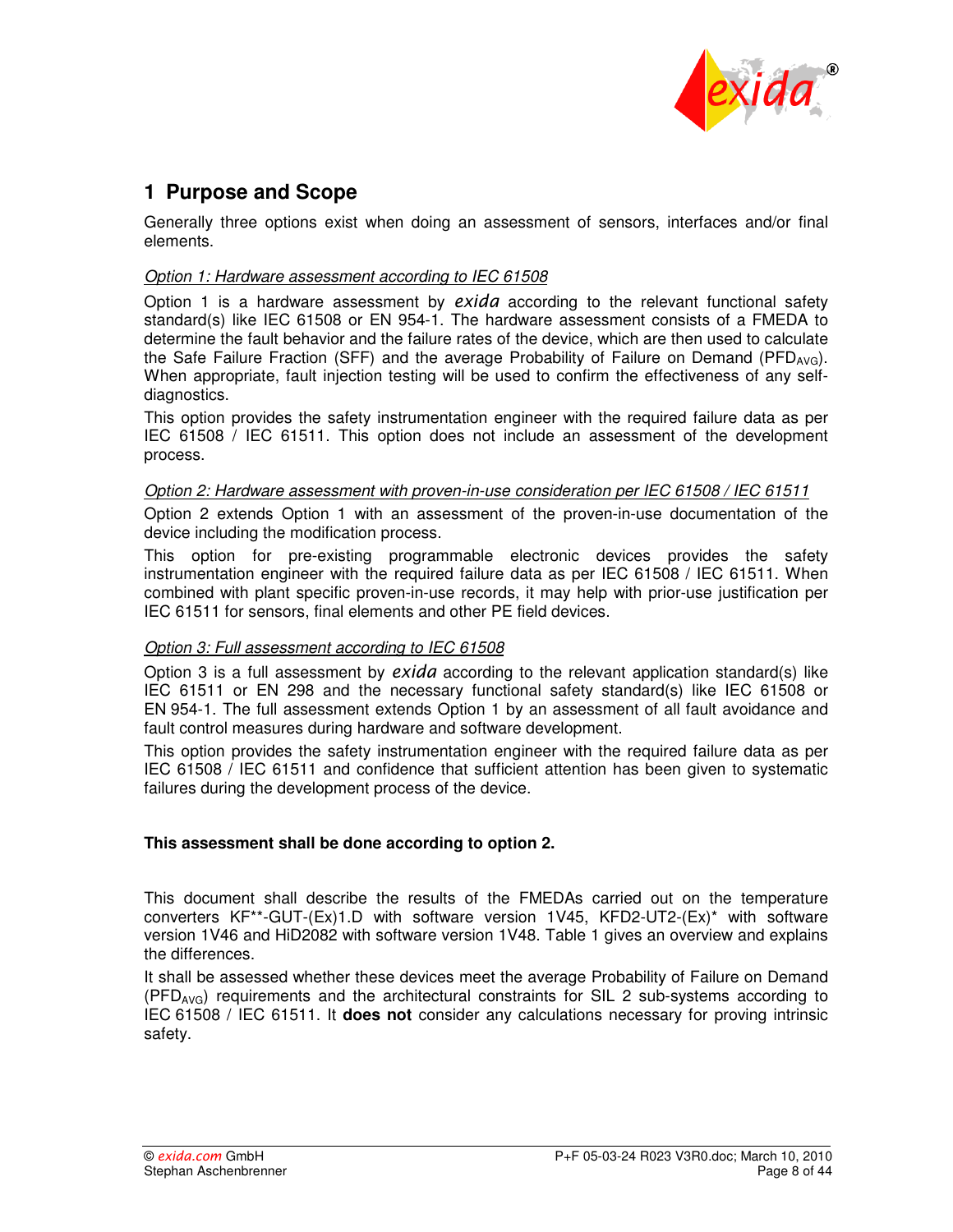# 1 Purpose and Scope

Generally three options exist when doing an assessment of sensors, interfaces and/or final elements.

*Option 1: Hardware assessment according to IEC 61508*

Option 1 is a hardware assessment by *exida* according to the relevant functional safety standard(s) like IEC 61508 or EN 954-1. The hardware assessment consists of a FMEDA to determine the fault behavior and the failure rates of the device, which are then used to calculate the Safe Failure Fraction (SFF) and the average Probability of Failure on Demand ($PFD_{AVG}$). When appropriate, fault injection testing will be used to confirm the effectiveness of any self-diagnostics.

This option provides the safety instrumentation engineer with the required failure data as per IEC 61508 / IEC 61511. This option does not include an assessment of the development process.

*Option 2: Hardware assessment with proven-in-use consideration per IEC 61508 / IEC 61511*

Option 2 extends Option 1 with an assessment of the proven-in-use documentation of the device including the modification process.

This option for pre-existing programmable electronic devices provides the safety instrumentation engineer with the required failure data as per IEC 61508 / IEC 61511. When combined with plant specific proven-in-use records, it may help with prior-use justification per IEC 61511 for sensors, final elements and other PE field devices.

*Option 3: Full assessment according to IEC 61508*

Option 3 is a full assessment by *exida* according to the relevant application standard(s) like IEC 61511 or EN 298 and the necessary functional safety standard(s) like IEC 61508 or EN 954-1. The full assessment extends Option 1 by an assessment of all fault avoidance and fault control measures during hardware and software development.

This option provides the safety instrumentation engineer with the required failure data as per IEC 61508 / IEC 61511 and confidence that sufficient attention has been given to systematic failures during the development process of the device.

**This assessment shall be done according to option 2.**

This document shall describe the results of the FMEDAs carried out on the temperature converters KF**-GUT-(Ex)1.D with software version 1V45, KFD2-UT2-(Ex)* with software version 1V46 and HiD2082 with software version 1V48. Table 1 gives an overview and explains the differences.

It shall be assessed whether these devices meet the average Probability of Failure on Demand ($PFD_{AVG}$) requirements and the architectural constraints for SIL 2 sub-systems according to IEC 61508 / IEC 61511. It **does not** consider any calculations necessary for proving intrinsic safety.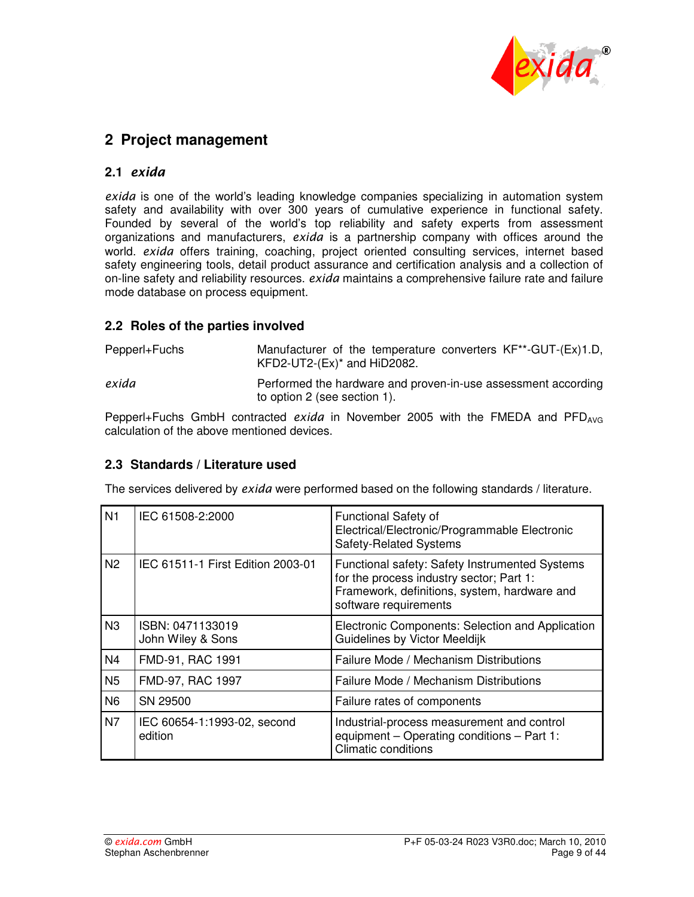# 2 Project management

## 2.1 *exida*

*exida* is one of the world's leading knowledge companies specializing in automation system safety and availability with over 300 years of cumulative experience in functional safety. Founded by several of the world's top reliability and safety experts from assessment organizations and manufacturers, *exida* is a partnership company with offices around the world. *exida* offers training, coaching, project oriented consulting services, internet based safety engineering tools, detail product assurance and certification analysis and a collection of on-line safety and reliability resources. *exida* maintains a comprehensive failure rate and failure mode database on process equipment.

## 2.2 Roles of the parties involved

| | |
|---|---|
| Pepperl+Fuchs | Manufacturer of the temperature converters KF**-GUT-(Ex)1.D, KFD2-UT2-(Ex)* and HiD2082. |
| *exida* | Performed the hardware and proven-in-use assessment according to option 2 (see section 1). |

Pepperl+Fuchs GmbH contracted *exida* in November 2005 with the FMEDA and $PFD_{AVG}$ calculation of the above mentioned devices.

## 2.3 Standards / Literature used

The services delivered by *exida* were performed based on the following standards / literature.

| | | |
|---|---|---|
| N1 | IEC 61508-2:2000 | Functional Safety of Electrical/Electronic/Programmable Electronic Safety-Related Systems |
| N2 | IEC 61511-1 First Edition 2003-01 | Functional safety: Safety Instrumented Systems for the process industry sector; Part 1: Framework, definitions, system, hardware and software requirements |
| N3 | ISBN: 0471133019<br>John Wiley & Sons | Electronic Components: Selection and Application Guidelines by Victor Meeldijk |
| N4 | FMD-91, RAC 1991 | Failure Mode / Mechanism Distributions |
| N5 | FMD-97, RAC 1997 | Failure Mode / Mechanism Distributions |
| N6 | SN 29500 | Failure rates of components |
| N7 | IEC 60654-1:1993-02, second edition | Industrial-process measurement and control equipment – Operating conditions – Part 1: Climatic conditions |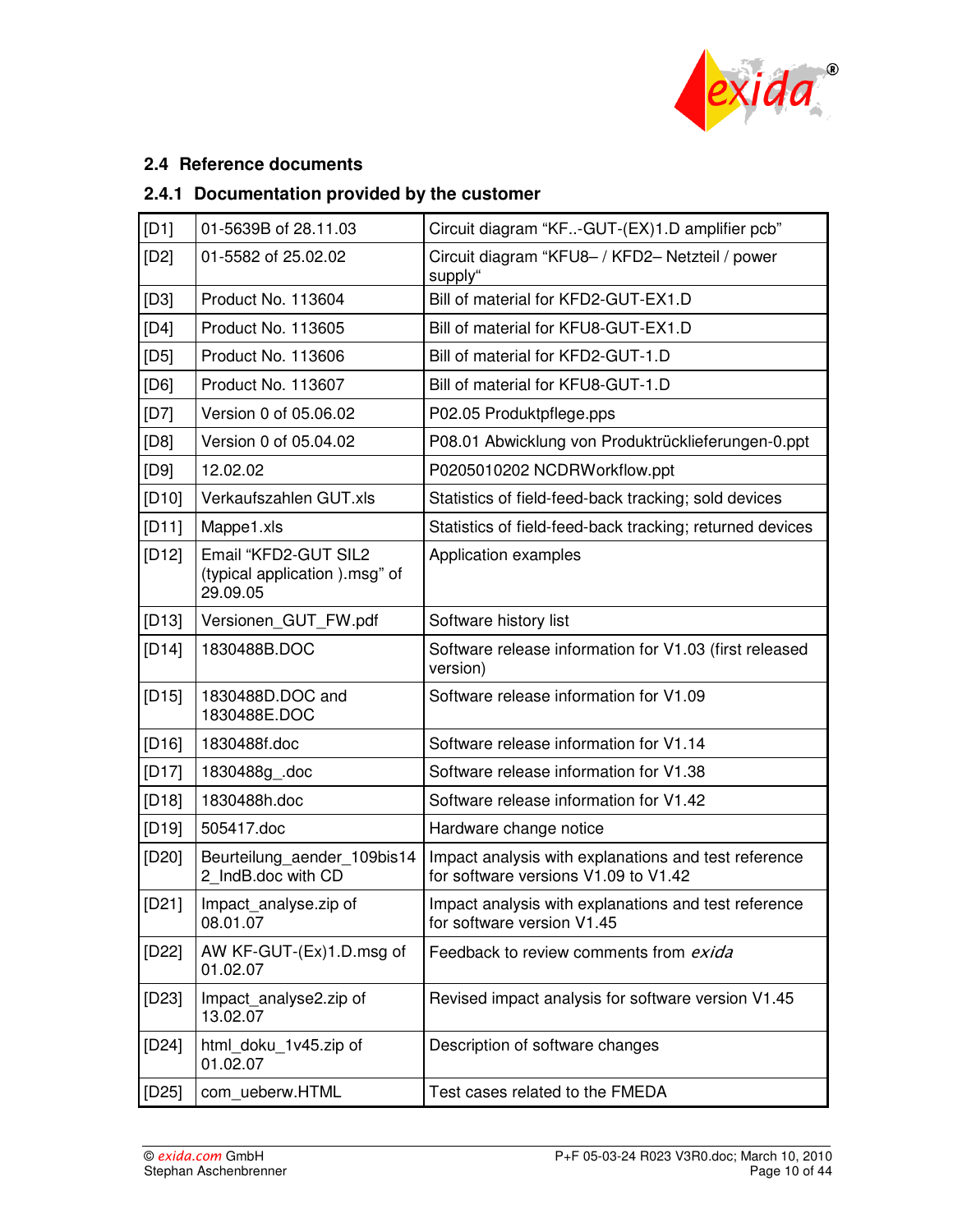## 2.4 Reference documents

### 2.4.1 Documentation provided by the customer

| | | |
|---|---|---|
| [D1] | 01-5639B of 28.11.03 | Circuit diagram "KF..-GUT-(EX)1.D amplifier pcb" |
| [D2] | 01-5582 of 25.02.02 | Circuit diagram "KFU8– / KFD2– Netzteil / power supply" |
| [D3] | Product No. 113604 | Bill of material for KFD2-GUT-EX1.D |
| [D4] | Product No. 113605 | Bill of material for KFU8-GUT-EX1.D |
| [D5] | Product No. 113606 | Bill of material for KFD2-GUT-1.D |
| [D6] | Product No. 113607 | Bill of material for KFU8-GUT-1.D |
| [D7] | Version 0 of 05.06.02 | P02.05 Produktpflege.pps |
| [D8] | Version 0 of 05.04.02 | P08.01 Abwicklung von Produktrücklieferungen-0.ppt |
| [D9] | 12.02.02 | P0205010202 NCDRWorkflow.ppt |
| [D10] | Verkaufszahlen GUT.xls | Statistics of field-feed-back tracking; sold devices |
| [D11] | Mappe1.xls | Statistics of field-feed-back tracking; returned devices |
| [D12] | Email "KFD2-GUT SIL2 (typical application ).msg" of 29.09.05 | Application examples |
| [D13] | Versionen_GUT_FW.pdf | Software history list |
| [D14] | 1830488B.DOC | Software release information for V1.03 (first released version) |
| [D15] | 1830488D.DOC and 1830488E.DOC | Software release information for V1.09 |
| [D16] | 1830488f.doc | Software release information for V1.14 |
| [D17] | 1830488g_.doc | Software release information for V1.38 |
| [D18] | 1830488h.doc | Software release information for V1.42 |
| [D19] | 505417.doc | Hardware change notice |
| [D20] | Beurteilung_aender_109bis142_IndB.doc with CD | Impact analysis with explanations and test reference for software versions V1.09 to V1.42 |
| [D21] | Impact_analyse.zip of 08.01.07 | Impact analysis with explanations and test reference for software version V1.45 |
| [D22] | AW KF-GUT-(Ex)1.D.msg of 01.02.07 | Feedback to review comments from *exida* |
| [D23] | Impact_analyse2.zip of 13.02.07 | Revised impact analysis for software version V1.45 |
| [D24] | html_doku_1v45.zip of 01.02.07 | Description of software changes |
| [D25] | com_ueberw.HTML | Test cases related to the FMEDA |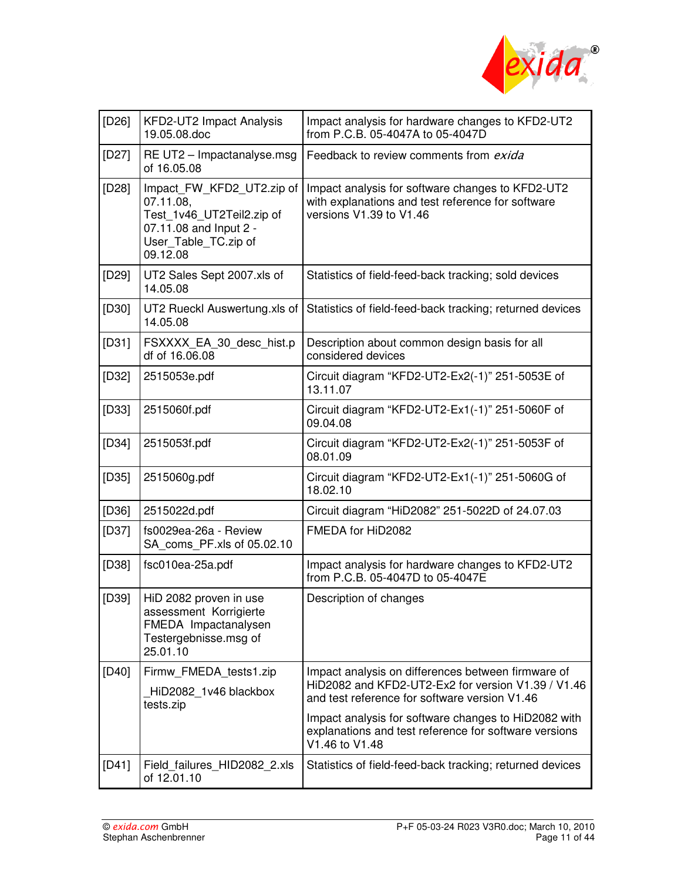| | | |
|---|---|---|
| [D26] | KFD2-UT2 Impact Analysis 19.05.08.doc | Impact analysis for hardware changes to KFD2-UT2 from P.C.B. 05-4047A to 05-4047D |
| [D27] | RE UT2 – Impactanalyse.msg of 16.05.08 | Feedback to review comments from *exida* |
| [D28] | Impact_FW_KFD2_UT2.zip of 07.11.08, Test_1v46_UT2Teil2.zip of 07.11.08 and Input 2 - User_Table_TC.zip of 09.12.08 | Impact analysis for software changes to KFD2-UT2 with explanations and test reference for software versions V1.39 to V1.46 |
| [D29] | UT2 Sales Sept 2007.xls of 14.05.08 | Statistics of field-feed-back tracking; sold devices |
| [D30] | UT2 Rueckl Auswertung.xls of 14.05.08 | Statistics of field-feed-back tracking; returned devices |
| [D31] | FSXXXX_EA_30_desc_hist.pdf of 16.06.08 | Description about common design basis for all considered devices |
| [D32] | 2515053e.pdf | Circuit diagram "KFD2-UT2-Ex2(-1)" 251-5053E of 13.11.07 |
| [D33] | 2515060f.pdf | Circuit diagram "KFD2-UT2-Ex1(-1)" 251-5060F of 09.04.08 |
| [D34] | 2515053f.pdf | Circuit diagram "KFD2-UT2-Ex2(-1)" 251-5053F of 08.01.09 |
| [D35] | 2515060g.pdf | Circuit diagram "KFD2-UT2-Ex1(-1)" 251-5060G of 18.02.10 |
| [D36] | 2515022d.pdf | Circuit diagram "HiD2082" 251-5022D of 24.07.03 |
| [D37] | fs0029ea-26a - Review SA_coms_PF.xls of 05.02.10 | FMEDA for HiD2082 |
| [D38] | fsc010ea-25a.pdf | Impact analysis for hardware changes to KFD2-UT2 from P.C.B. 05-4047D to 05-4047E |
| [D39] | HiD 2082 proven in use assessment Korrigierte FMEDA Impactanalysen Testergebnisse.msg of 25.01.10 | Description of changes |
| [D40] | Firmw_FMEDA_tests1.zip<br><br>_HiD2082_1v46 blackbox tests.zip | Impact analysis on differences between firmware of HiD2082 and KFD2-UT2-Ex2 for version V1.39 / V1.46 and test reference for software version V1.46<br><br>Impact analysis for software changes to HiD2082 with explanations and test reference for software versions V1.46 to V1.48 |
| [D41] | Field_failures_HID2082_2.xls of 12.01.10 | Statistics of field-feed-back tracking; returned devices |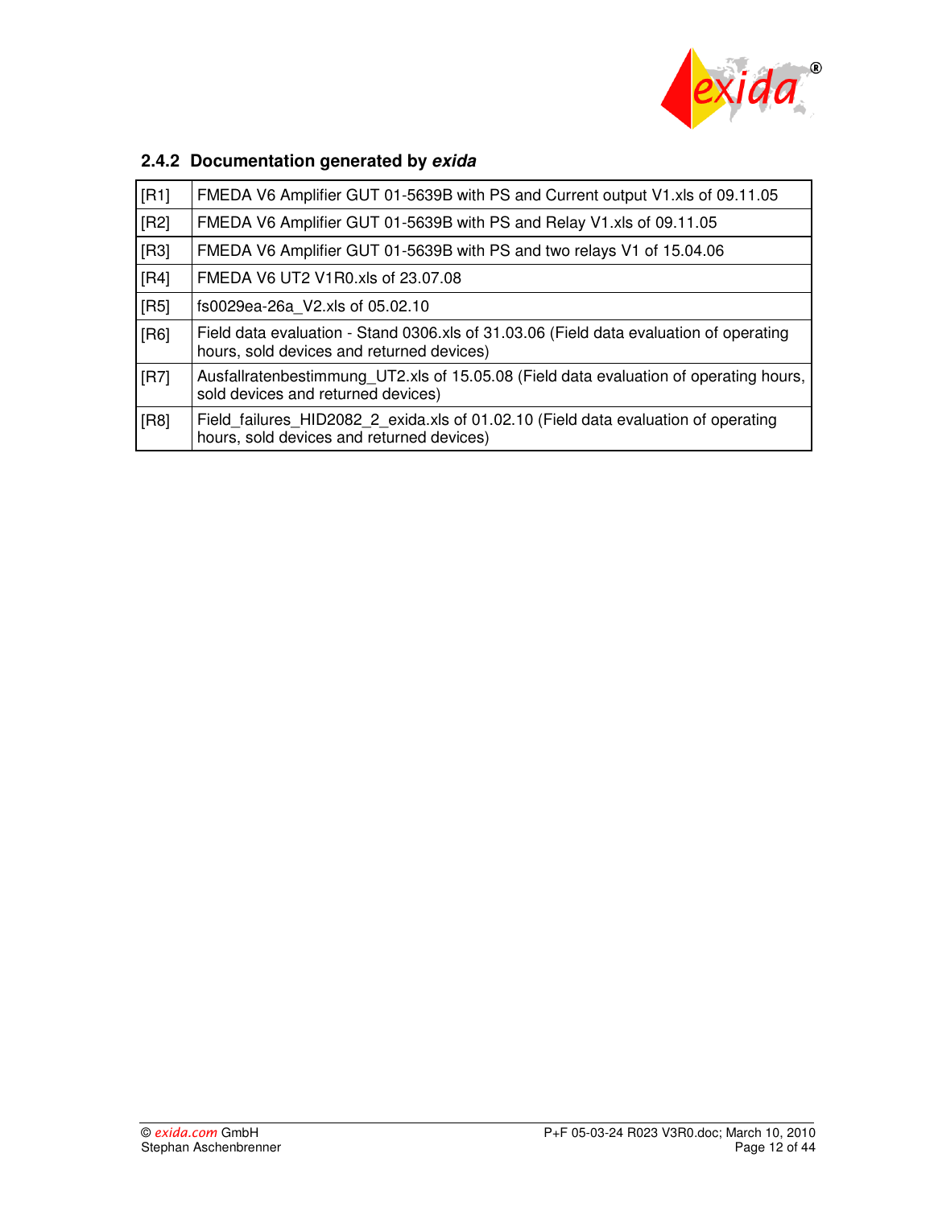### 2.4.2 Documentation generated by *exida*

| | |
|---|---|
| [R1] | FMEDA V6 Amplifier GUT 01-5639B with PS and Current output V1.xls of 09.11.05 |
| [R2] | FMEDA V6 Amplifier GUT 01-5639B with PS and Relay V1.xls of 09.11.05 |
| [R3] | FMEDA V6 Amplifier GUT 01-5639B with PS and two relays V1 of 15.04.06 |
| [R4] | FMEDA V6 UT2 V1R0.xls of 23.07.08 |
| [R5] | fs0029ea-26a_V2.xls of 05.02.10 |
| [R6] | Field data evaluation - Stand 0306.xls of 31.03.06 (Field data evaluation of operating hours, sold devices and returned devices) |
| [R7] | Ausfallratenbestimmung_UT2.xls of 15.05.08 (Field data evaluation of operating hours, sold devices and returned devices) |
| [R8] | Field_failures_HID2082_2_exida.xls of 01.02.10 (Field data evaluation of operating hours, sold devices and returned devices) |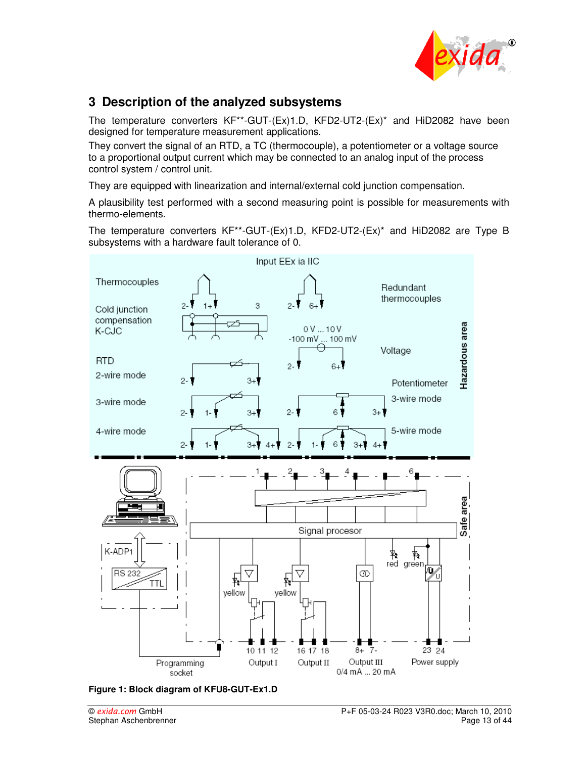# 3 Description of the analyzed subsystems

The temperature converters KF**-GUT-(Ex)1.D, KFD2-UT2-(Ex)* and HiD2082 have been designed for temperature measurement applications.

They convert the signal of an RTD, a TC (thermocouple), a potentiometer or a voltage source to a proportional output current which may be connected to an analog input of the process control system / control unit.

They are equipped with linearization and internal/external cold junction compensation.

A plausibility test performed with a second measuring point is possible for measurements with thermo-elements.

The temperature converters KF**-GUT-(Ex)1.D, KFD2-UT2-(Ex)* and HiD2082 are Type B subsystems with a hardware fault tolerance of 0.

Input EEx ia IIC

Thermocouples

Cold junction compensation K-CJC

Redundant thermocouples

0 V ... 10 V
-100 mV ... 100 mV

Voltage

RTD

2-wire mode

3-wire mode

4-wire mode

Potentiometer

3-wire mode

5-wire mode

Hazardous area

Safe area

K-ADP1

RS 232

TTL

Signal procesor

yellow

yellow

red

green

Programming socket

10 11 12
Output I

16 17 18
Output II

8+ 7-
Output III
0/4 mA ... 20 mA

23 24
Power supply

**Figure 1: Block diagram of KFU8-GUT-Ex1.D**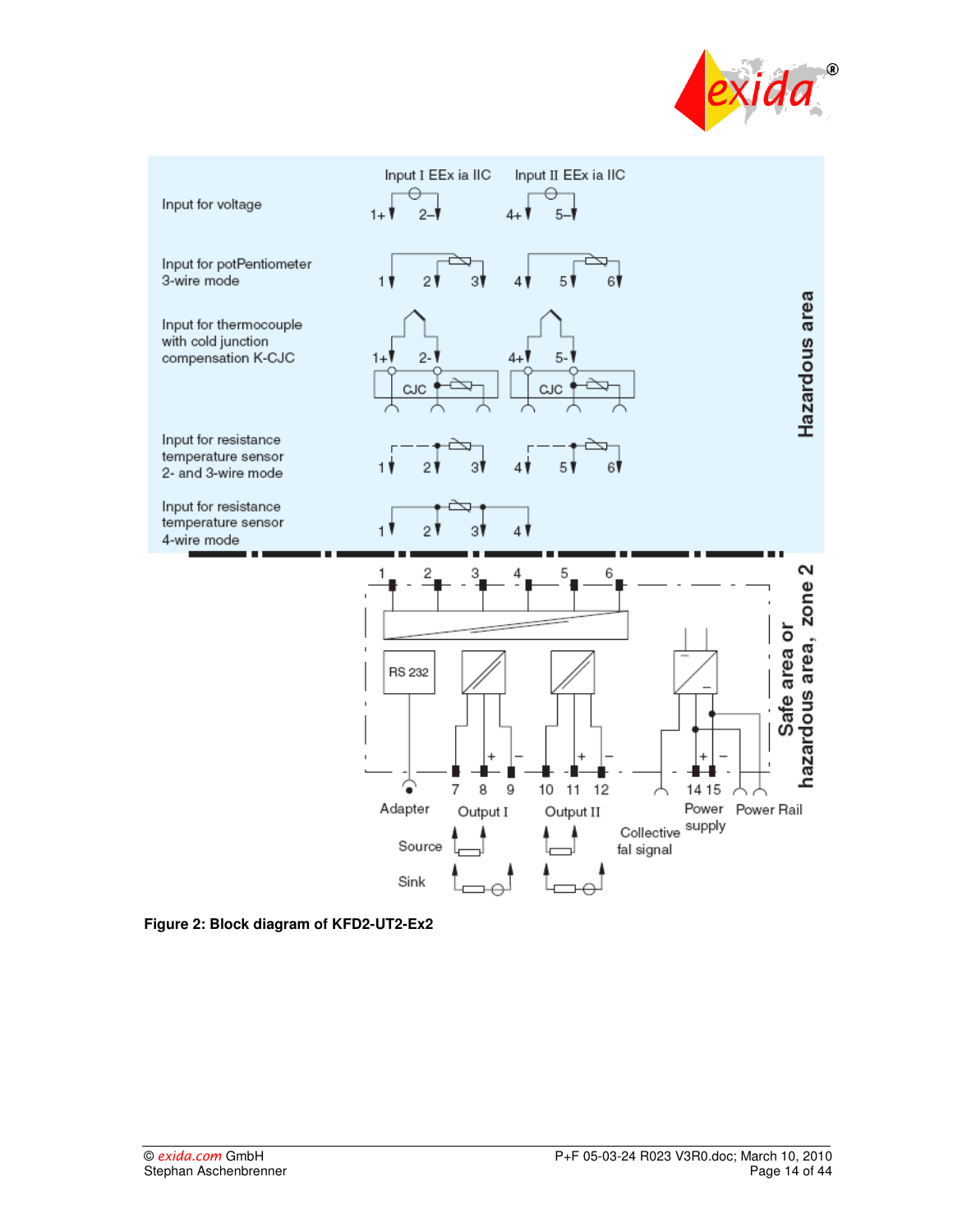**Figure 2: Block diagram of KFD2-UT2-Ex2**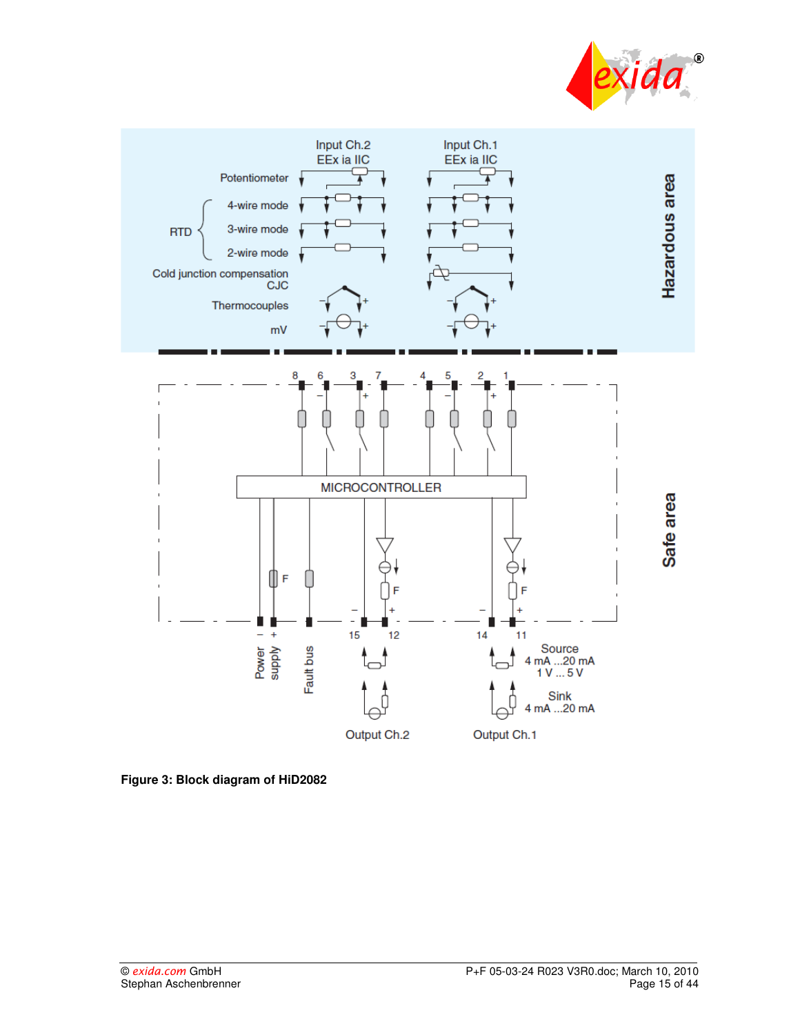Input Ch.2
EEx ia IIC

Input Ch.1
EEx ia IIC

Potentiometer

RTD
4-wire mode
3-wire mode
2-wire mode

Cold junction compensation
CJC

Thermocouples

mV

Hazardous area

8 6 3 7 4 5 2 1

MICROCONTROLLER

F

Safe area

Power supply

Fault bus

15 12 14 11

Source
4 mA ...20 mA
1 V ... 5 V

Sink
4 mA ...20 mA

Output Ch.2

Output Ch.1

**Figure 3: Block diagram of HiD2082**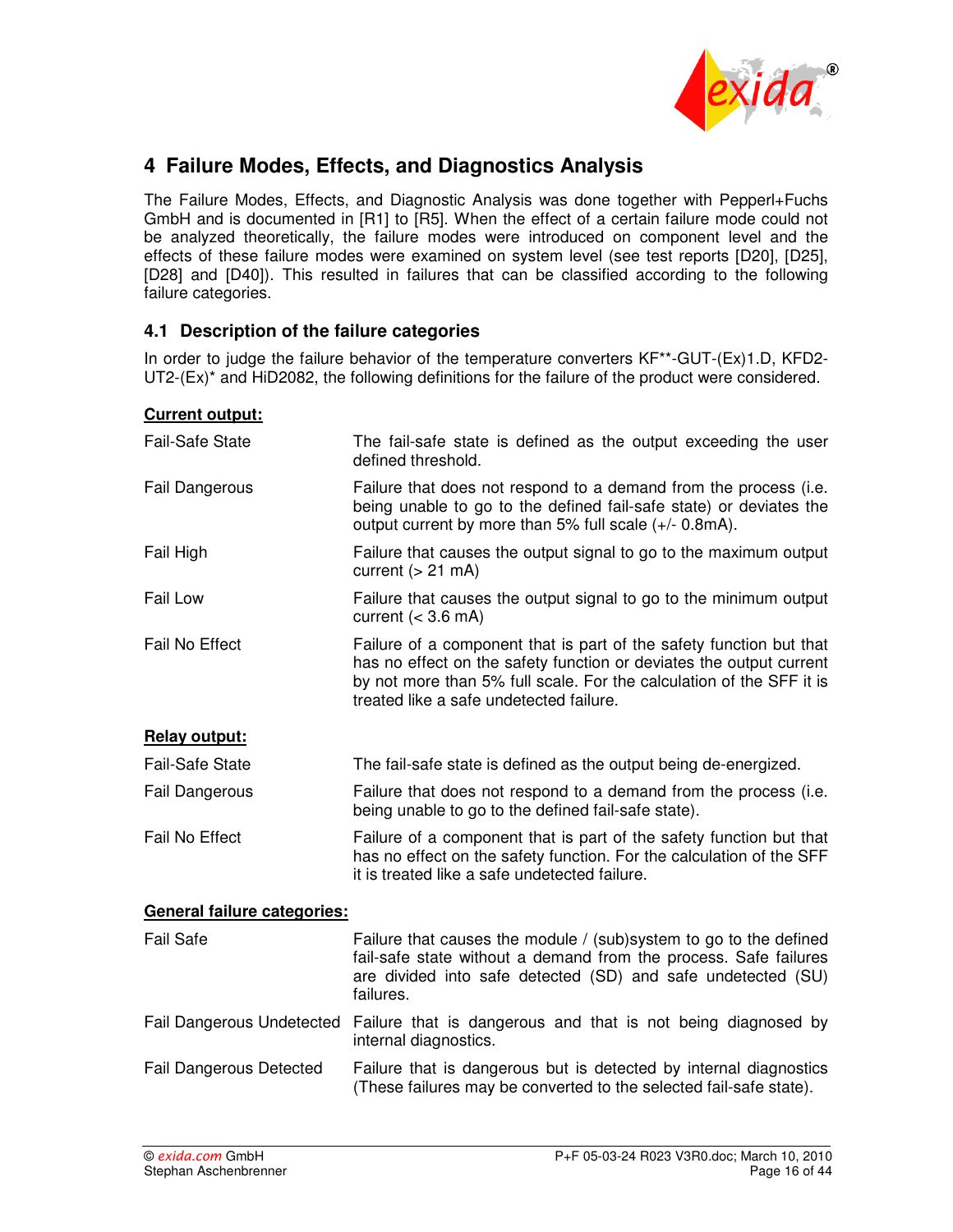# 4 Failure Modes, Effects, and Diagnostics Analysis

The Failure Modes, Effects, and Diagnostic Analysis was done together with Pepperl+Fuchs GmbH and is documented in [R1] to [R5]. When the effect of a certain failure mode could not be analyzed theoretically, the failure modes were introduced on component level and the effects of these failure modes were examined on system level (see test reports [D20], [D25], [D28] and [D40]). This resulted in failures that can be classified according to the following failure categories.

## 4.1 Description of the failure categories

In order to judge the failure behavior of the temperature converters KF**-GUT-(Ex)1.D, KFD2-UT2-(Ex)* and HiD2082, the following definitions for the failure of the product were considered.

**Current output:**

| | |
|---|---|
| Fail-Safe State | The fail-safe state is defined as the output exceeding the user defined threshold. |
| Fail Dangerous | Failure that does not respond to a demand from the process (i.e. being unable to go to the defined fail-safe state) or deviates the output current by more than 5% full scale (+/- 0.8mA). |
| Fail High | Failure that causes the output signal to go to the maximum output current (> 21 mA) |
| Fail Low | Failure that causes the output signal to go to the minimum output current (< 3.6 mA) |
| Fail No Effect | Failure of a component that is part of the safety function but that has no effect on the safety function or deviates the output current by not more than 5% full scale. For the calculation of the SFF it is treated like a safe undetected failure. |

**Relay output:**

| | |
|---|---|
| Fail-Safe State | The fail-safe state is defined as the output being de-energized. |
| Fail Dangerous | Failure that does not respond to a demand from the process (i.e. being unable to go to the defined fail-safe state). |
| Fail No Effect | Failure of a component that is part of the safety function but that has no effect on the safety function. For the calculation of the SFF it is treated like a safe undetected failure. |

**General failure categories:**

| | |
|---|---|
| Fail Safe | Failure that causes the module / (sub)system to go to the defined fail-safe state without a demand from the process. Safe failures are divided into safe detected (SD) and safe undetected (SU) failures. |
| Fail Dangerous Undetected | Failure that is dangerous and that is not being diagnosed by internal diagnostics. |
| Fail Dangerous Detected | Failure that is dangerous but is detected by internal diagnostics (These failures may be converted to the selected fail-safe state). |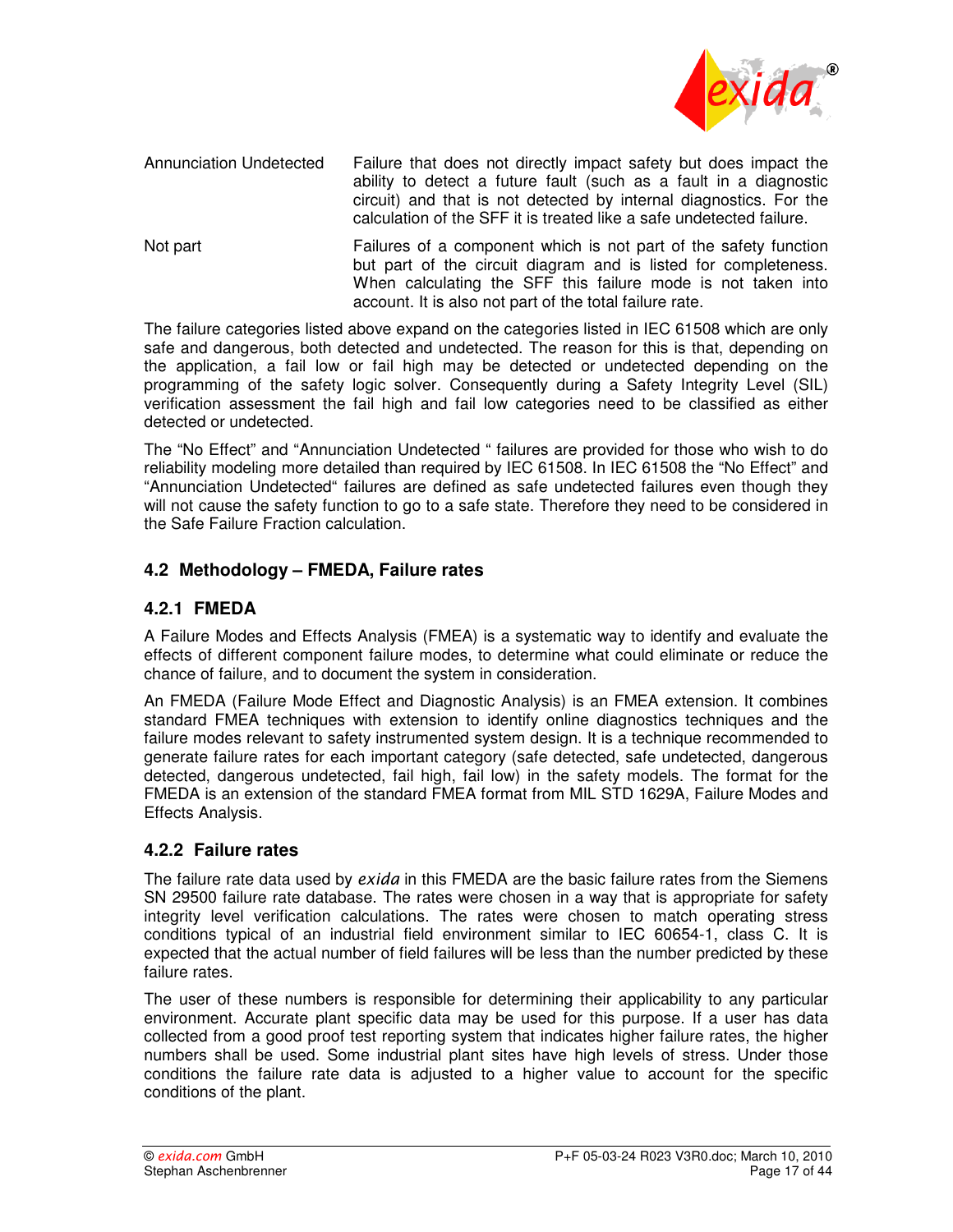| | |
|---|---|
| Annunciation Undetected | Failure that does not directly impact safety but does impact the ability to detect a future fault (such as a fault in a diagnostic circuit) and that is not detected by internal diagnostics. For the calculation of the SFF it is treated like a safe undetected failure. |
| Not part | Failures of a component which is not part of the safety function but part of the circuit diagram and is listed for completeness. When calculating the SFF this failure mode is not taken into account. It is also not part of the total failure rate. |

The failure categories listed above expand on the categories listed in IEC 61508 which are only safe and dangerous, both detected and undetected. The reason for this is that, depending on the application, a fail low or fail high may be detected or undetected depending on the programming of the safety logic solver. Consequently during a Safety Integrity Level (SIL) verification assessment the fail high and fail low categories need to be classified as either detected or undetected.

The "No Effect" and "Annunciation Undetected " failures are provided for those who wish to do reliability modeling more detailed than required by IEC 61508. In IEC 61508 the "No Effect" and "Annunciation Undetected" failures are defined as safe undetected failures even though they will not cause the safety function to go to a safe state. Therefore they need to be considered in the Safe Failure Fraction calculation.

## 4.2 Methodology – FMEDA, Failure rates

### 4.2.1 FMEDA

A Failure Modes and Effects Analysis (FMEA) is a systematic way to identify and evaluate the effects of different component failure modes, to determine what could eliminate or reduce the chance of failure, and to document the system in consideration.

An FMEDA (Failure Mode Effect and Diagnostic Analysis) is an FMEA extension. It combines standard FMEA techniques with extension to identify online diagnostics techniques and the failure modes relevant to safety instrumented system design. It is a technique recommended to generate failure rates for each important category (safe detected, safe undetected, dangerous detected, dangerous undetected, fail high, fail low) in the safety models. The format for the FMEDA is an extension of the standard FMEA format from MIL STD 1629A, Failure Modes and Effects Analysis.

### 4.2.2 Failure rates

The failure rate data used by *exida* in this FMEDA are the basic failure rates from the Siemens SN 29500 failure rate database. The rates were chosen in a way that is appropriate for safety integrity level verification calculations. The rates were chosen to match operating stress conditions typical of an industrial field environment similar to IEC 60654-1, class C. It is expected that the actual number of field failures will be less than the number predicted by these failure rates.

The user of these numbers is responsible for determining their applicability to any particular environment. Accurate plant specific data may be used for this purpose. If a user has data collected from a good proof test reporting system that indicates higher failure rates, the higher numbers shall be used. Some industrial plant sites have high levels of stress. Under those conditions the failure rate data is adjusted to a higher value to account for the specific conditions of the plant.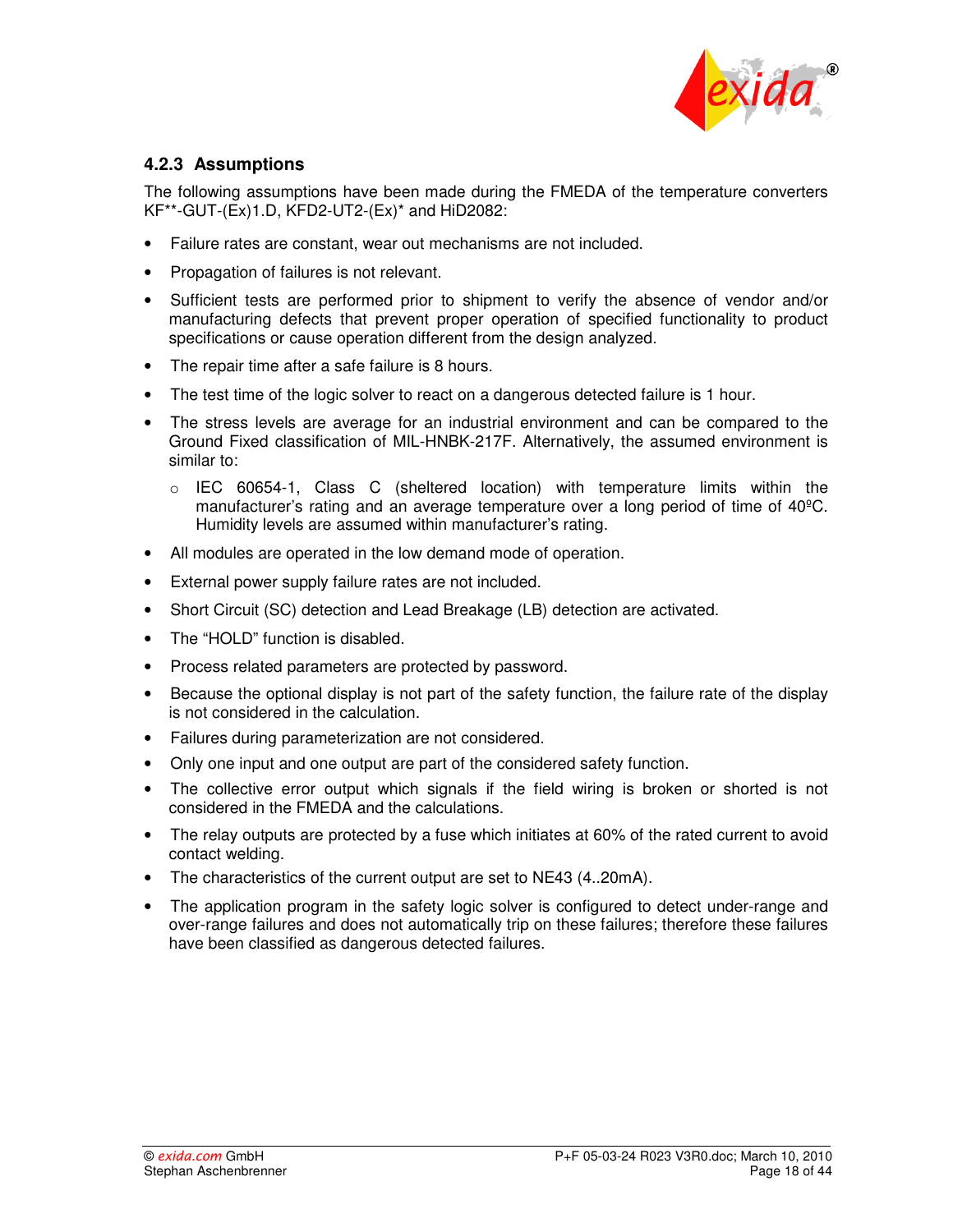### 4.2.3 Assumptions

The following assumptions have been made during the FMEDA of the temperature converters KF**-GUT-(Ex)1.D, KFD2-UT2-(Ex)* and HiD2082:

- Failure rates are constant, wear out mechanisms are not included.
- Propagation of failures is not relevant.
- Sufficient tests are performed prior to shipment to verify the absence of vendor and/or manufacturing defects that prevent proper operation of specified functionality to product specifications or cause operation different from the design analyzed.
- The repair time after a safe failure is 8 hours.
- The test time of the logic solver to react on a dangerous detected failure is 1 hour.
- The stress levels are average for an industrial environment and can be compared to the Ground Fixed classification of MIL-HNBK-217F. Alternatively, the assumed environment is similar to:
  - IEC 60654-1, Class C (sheltered location) with temperature limits within the manufacturer's rating and an average temperature over a long period of time of 40ºC. Humidity levels are assumed within manufacturer's rating.
- All modules are operated in the low demand mode of operation.
- External power supply failure rates are not included.
- Short Circuit (SC) detection and Lead Breakage (LB) detection are activated.
- The "HOLD" function is disabled.
- Process related parameters are protected by password.
- Because the optional display is not part of the safety function, the failure rate of the display is not considered in the calculation.
- Failures during parameterization are not considered.
- Only one input and one output are part of the considered safety function.
- The collective error output which signals if the field wiring is broken or shorted is not considered in the FMEDA and the calculations.
- The relay outputs are protected by a fuse which initiates at 60% of the rated current to avoid contact welding.
- The characteristics of the current output are set to NE43 (4..20mA).
- The application program in the safety logic solver is configured to detect under-range and over-range failures and does not automatically trip on these failures; therefore these failures have been classified as dangerous detected failures.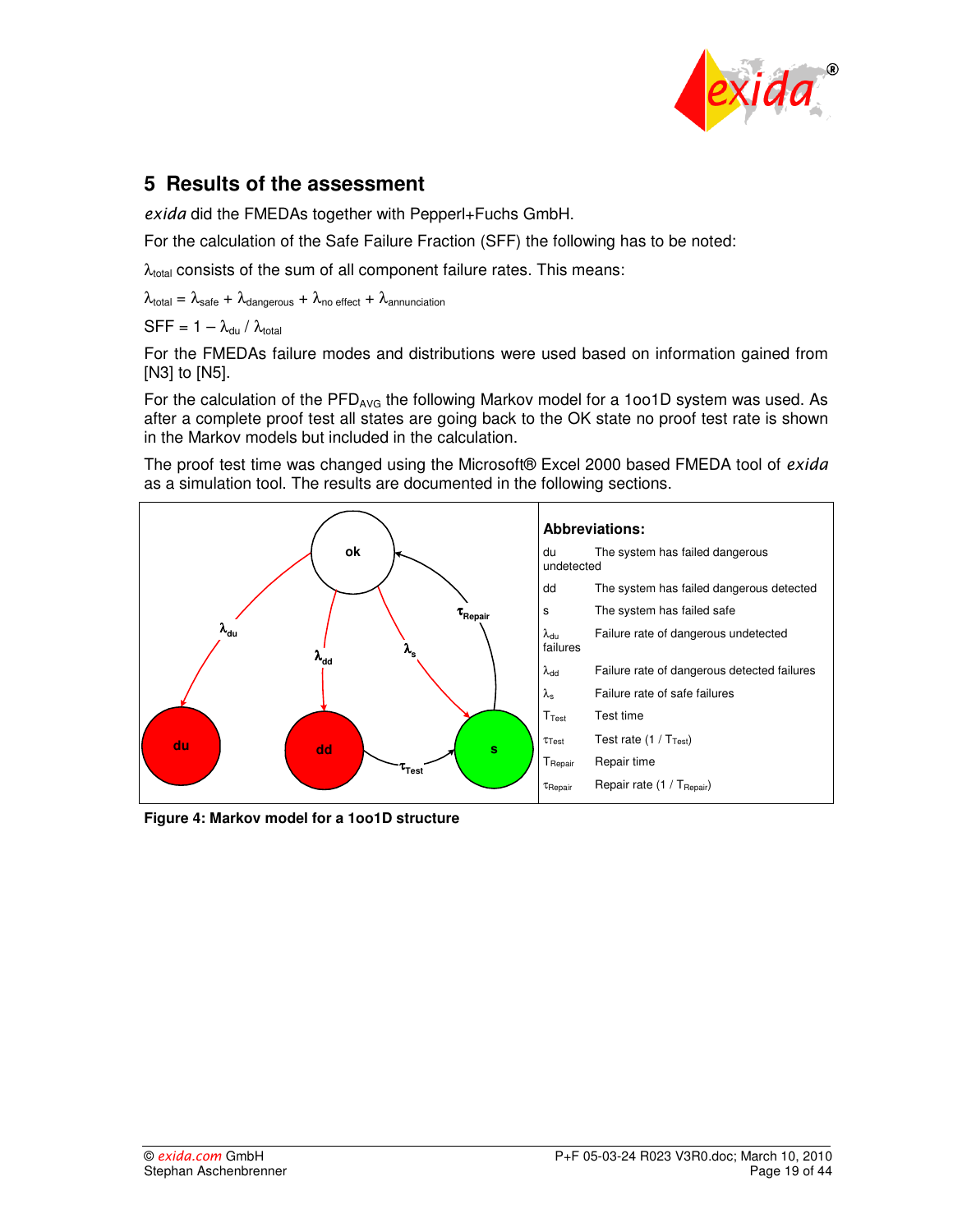## 5 Results of the assessment

*exida* did the FMEDAs together with Pepperl+Fuchs GmbH.

For the calculation of the Safe Failure Fraction (SFF) the following has to be noted:

$\lambda_{total}$ consists of the sum of all component failure rates. This means:

$\lambda_{total} = \lambda_{safe} + \lambda_{dangerous} + \lambda_{no\ effect} + \lambda_{annunciation}$

$SFF = 1 - \lambda_{du} / \lambda_{total}$

For the FMEDAs failure modes and distributions were used based on information gained from [N3] to [N5].

For the calculation of the $PFD_{AVG}$ the following Markov model for a 1oo1D system was used. As after a complete proof test all states are going back to the OK state no proof test rate is shown in the Markov models but included in the calculation.

The proof test time was changed using the Microsoft® Excel 2000 based FMEDA tool of *exida* as a simulation tool. The results are documented in the following sections.

ok

du

dd

s

$\lambda_{du}$

$\lambda_{dd}$

$\lambda_s$

$\tau_{Repair}$

$\tau_{Test}$

**Abbreviations:**

| | |
|---|---|
| du undetected | The system has failed dangerous |
| dd | The system has failed dangerous detected |
| s | The system has failed safe |
| $\lambda_{du}$ failures | Failure rate of dangerous undetected |
| $\lambda_{dd}$ | Failure rate of dangerous detected failures |
| $\lambda_s$ | Failure rate of safe failures |
| $T_{Test}$ | Test time |
| $\tau_{Test}$ | Test rate ($1 / T_{Test}$) |
| $T_{Repair}$ | Repair time |
| $\tau_{Repair}$ | Repair rate ($1 / T_{Repair}$) |

**Figure 4: Markov model for a 1oo1D structure**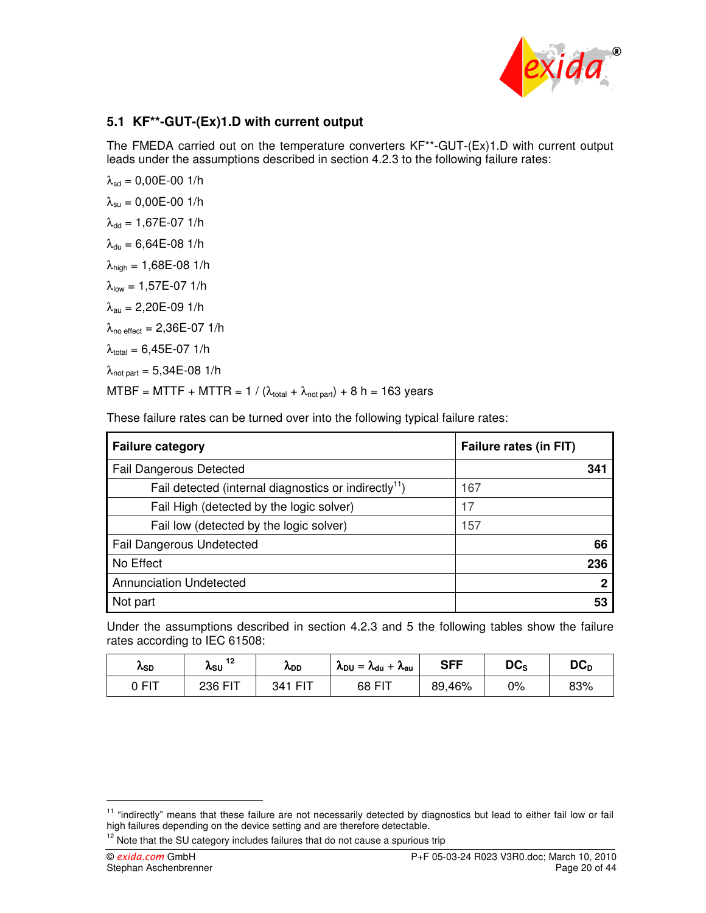## 5.1 KF**-GUT-(Ex)1.D with current output

The FMEDA carried out on the temperature converters KF**-GUT-(Ex)1.D with current output leads under the assumptions described in section 4.2.3 to the following failure rates:

$\lambda_{sd}$ = 0,00E-00 1/h

$\lambda_{su}$ = 0,00E-00 1/h

$\lambda_{dd}$ = 1,67E-07 1/h

$\lambda_{du}$ = 6,64E-08 1/h

$\lambda_{high}$ = 1,68E-08 1/h

$\lambda_{low}$ = 1,57E-07 1/h

$\lambda_{au}$ = 2,20E-09 1/h

$\lambda_{no\ effect}$ = 2,36E-07 1/h

$\lambda_{total}$ = 6,45E-07 1/h

$\lambda_{not\ part}$ = 5,34E-08 1/h

MTBF = MTTF + MTTR = 1 / ($\lambda_{total}$ + $\lambda_{not\ part}$) + 8 h = 163 years

These failure rates can be turned over into the following typical failure rates:

| **Failure category** | **Failure rates (in FIT)** |
|---|---|
| Fail Dangerous Detected | **341** |
| Fail detected (internal diagnostics or indirectly[11]) | 167 |
| Fail High (detected by the logic solver) | 17 |
| Fail low (detected by the logic solver) | 157 |
| Fail Dangerous Undetected | **66** |
| No Effect | **236** |
| Annunciation Undetected | **2** |
| Not part | **53** |

Under the assumptions described in section 4.2.3 and 5 the following tables show the failure rates according to IEC 61508:

| $\lambda_{SD}$ | $\lambda_{SU}$ [12] | $\lambda_{DD}$ | $\lambda_{DU} = \lambda_{du} + \lambda_{au}$ | SFF | $DC_S$ | $DC_D$ |
|---|---|---|---|---|---|---|
| 0 FIT | 236 FIT | 341 FIT | 68 FIT | 89,46% | 0% | 83% |

[11] "indirectly" means that these failure are not necessarily detected by diagnostics but lead to either fail low or fail high failures depending on the device setting and are therefore detectable.

[12] Note that the SU category includes failures that do not cause a spurious trip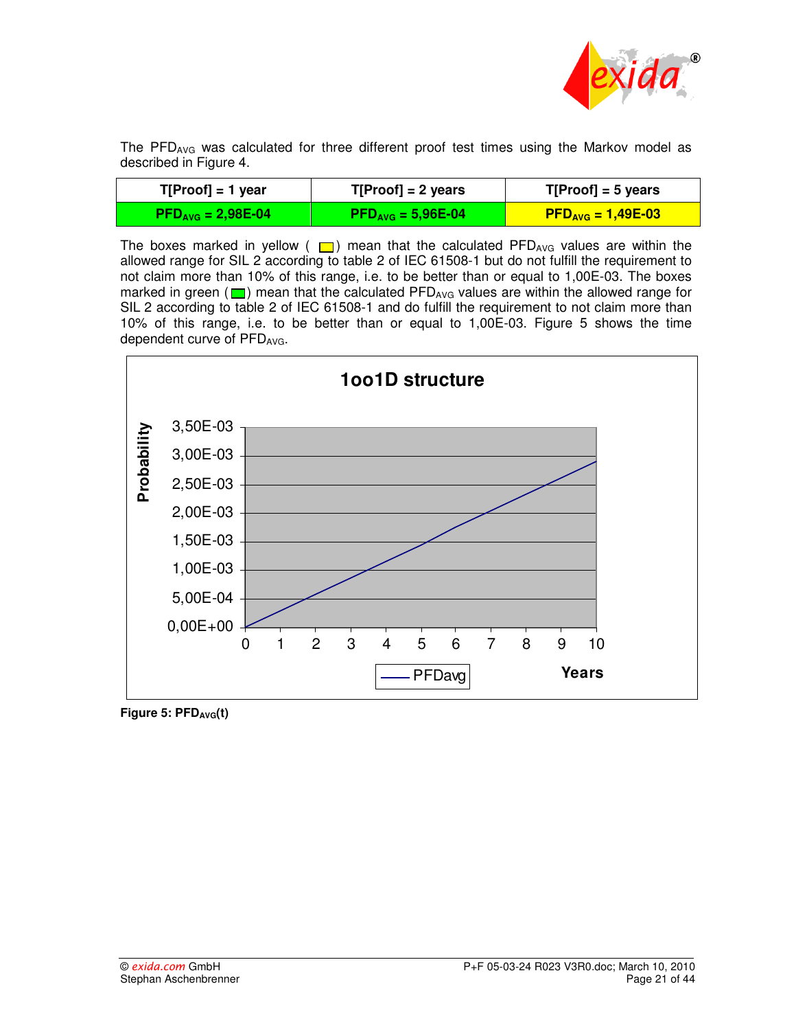The $PFD_{AVG}$ was calculated for three different proof test times using the Markov model as described in Figure 4.

| T[Proof] = 1 year | T[Proof] = 2 years | T[Proof] = 5 years |
|---|---|---|
| $PFD_{AVG}$ = 2,98E-04 | $PFD_{AVG}$ = 5,96E-04 | $PFD_{AVG}$ = 1,49E-03 |

The boxes marked in yellow ( ) mean that the calculated $PFD_{AVG}$ values are within the allowed range for SIL 2 according to table 2 of IEC 61508-1 but do not fulfill the requirement to not claim more than 10% of this range, i.e. to be better than or equal to 1,00E-03. The boxes marked in green ( ) mean that the calculated $PFD_{AVG}$ values are within the allowed range for SIL 2 according to table 2 of IEC 61508-1 and do fulfill the requirement to not claim more than 10% of this range, i.e. to be better than or equal to 1,00E-03. Figure 5 shows the time dependent curve of $PFD_{AVG}$.

1oo1D structure

Probability

3,50E-03
3,00E-03
2,50E-03
2,00E-03
1,50E-03
1,00E-03
5,00E-04
0,00E+00

0 1 2 3 4 5 6 7 8 9 10

PFDavg

Years

**Figure 5: $PFD_{AVG}(t)$**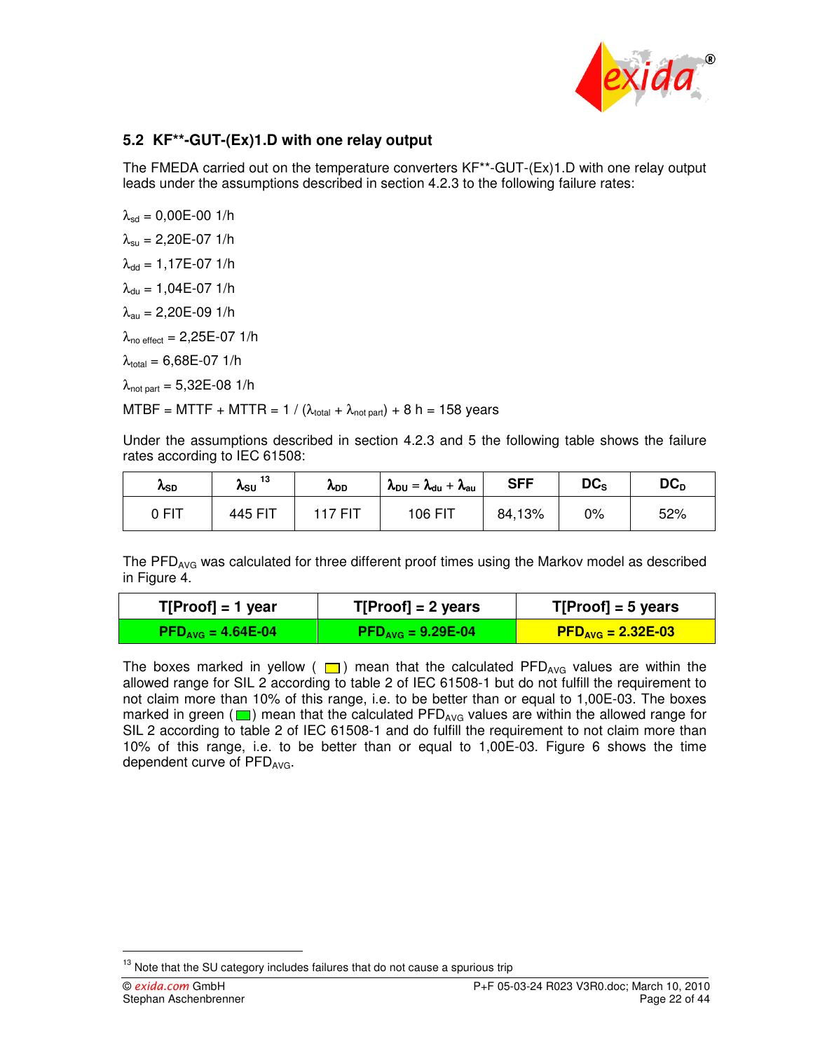## 5.2 KF**-GUT-(Ex)1.D with one relay output

The FMEDA carried out on the temperature converters KF**-GUT-(Ex)1.D with one relay output leads under the assumptions described in section 4.2.3 to the following failure rates:

$\lambda_{sd}$ = 0,00E-00 1/h

$\lambda_{su}$ = 2,20E-07 1/h

$\lambda_{dd}$ = 1,17E-07 1/h

$\lambda_{du}$ = 1,04E-07 1/h

$\lambda_{au}$ = 2,20E-09 1/h

$\lambda_{no\ effect}$ = 2,25E-07 1/h

$\lambda_{total}$ = 6,68E-07 1/h

$\lambda_{not\ part}$ = 5,32E-08 1/h

MTBF = MTTF + MTTR = 1 / ($\lambda_{total}$ + $\lambda_{not\ part}$) + 8 h = 158 years

Under the assumptions described in section 4.2.3 and 5 the following table shows the failure rates according to IEC 61508:

| $\lambda_{SD}$ | $\lambda_{SU}$ [13] | $\lambda_{DD}$ | $\lambda_{DU} = \lambda_{du} + \lambda_{au}$ | SFF | $DC_S$ | $DC_D$ |
|---|---|---|---|---|---|---|
| 0 FIT | 445 FIT | 117 FIT | 106 FIT | 84,13% | 0% | 52% |

The $PFD_{AVG}$ was calculated for three different proof times using the Markov model as described in Figure 4.

| T[Proof] = 1 year | T[Proof] = 2 years | T[Proof] = 5 years |
|---|---|---|
| $PFD_{AVG}$ = 4.64E-04 | $PFD_{AVG}$ = 9.29E-04 | $PFD_{AVG}$ = 2.32E-03 |

The boxes marked in yellow ( ) mean that the calculated $PFD_{AVG}$ values are within the allowed range for SIL 2 according to table 2 of IEC 61508-1 but do not fulfill the requirement to not claim more than 10% of this range, i.e. to be better than or equal to 1,00E-03. The boxes marked in green ( ) mean that the calculated $PFD_{AVG}$ values are within the allowed range for SIL 2 according to table 2 of IEC 61508-1 and do fulfill the requirement to not claim more than 10% of this range, i.e. to be better than or equal to 1,00E-03. Figure 6 shows the time dependent curve of $PFD_{AVG}$.

[13] Note that the SU category includes failures that do not cause a spurious trip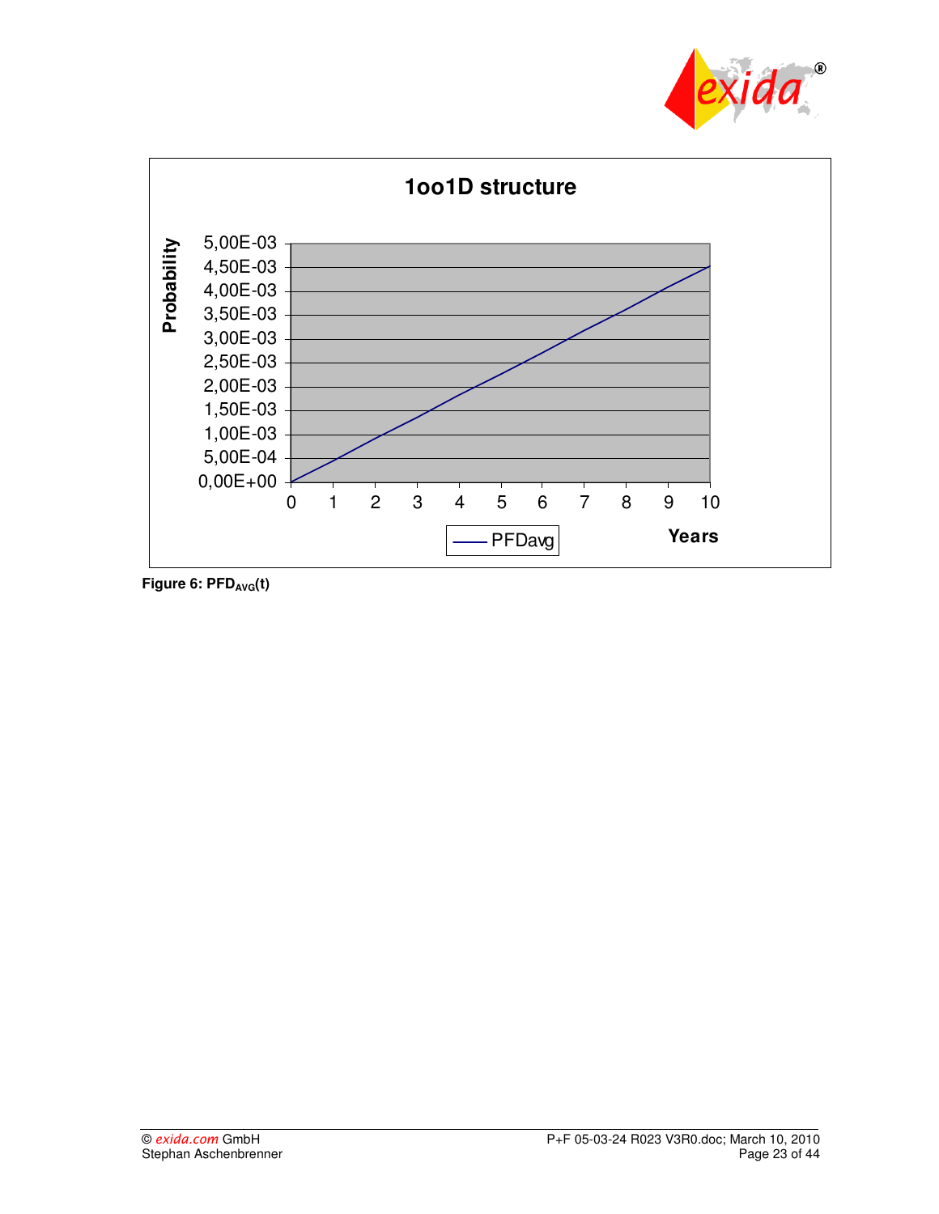1oo1D structure

Probability

5,00E-03
4,50E-03
4,00E-03
3,50E-03
3,00E-03
2,50E-03
2,00E-03
1,50E-03
1,00E-03
5,00E-04
0,00E+00

0 1 2 3 4 5 6 7 8 9 10

Years

PFDavg

**Figure 6: $PFD_{AVG}(t)$**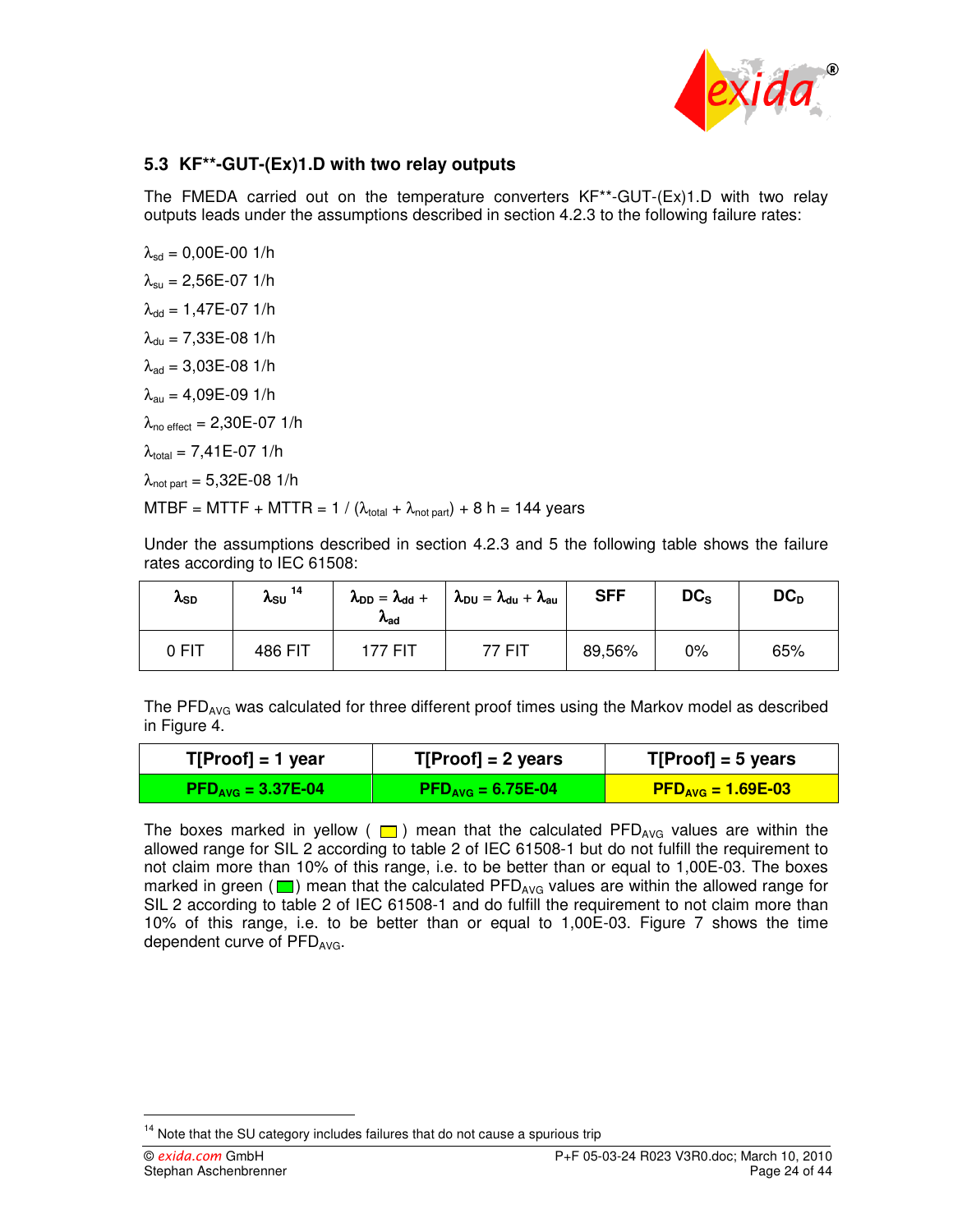## 5.3 KF**-GUT-(Ex)1.D with two relay outputs

The FMEDA carried out on the temperature converters KF**-GUT-(Ex)1.D with two relay outputs leads under the assumptions described in section 4.2.3 to the following failure rates:

$\lambda_{sd}$ = 0,00E-00 1/h

$\lambda_{su}$ = 2,56E-07 1/h

$\lambda_{dd}$ = 1,47E-07 1/h

$\lambda_{du}$ = 7,33E-08 1/h

$\lambda_{ad}$ = 3,03E-08 1/h

$\lambda_{au}$ = 4,09E-09 1/h

$\lambda_{no\ effect}$ = 2,30E-07 1/h

$\lambda_{total}$ = 7,41E-07 1/h

$\lambda_{not\ part}$ = 5,32E-08 1/h

MTBF = MTTF + MTTR = 1 / ($\lambda_{total}$ + $\lambda_{not\ part}$) + 8 h = 144 years

Under the assumptions described in section 4.2.3 and 5 the following table shows the failure rates according to IEC 61508:

| $\lambda_{SD}$ | $\lambda_{SU}$ [14] | $\lambda_{DD} = \lambda_{dd} + \lambda_{ad}$ | $\lambda_{DU} = \lambda_{du} + \lambda_{au}$ | SFF | $DC_S$ | $DC_D$ |
|---|---|---|---|---|---|---|
| 0 FIT | 486 FIT | 177 FIT | 77 FIT | 89,56% | 0% | 65% |

The $PFD_{AVG}$ was calculated for three different proof times using the Markov model as described in Figure 4.

| T[Proof] = 1 year | T[Proof] = 2 years | T[Proof] = 5 years |
|---|---|---|
| $PFD_{AVG}$ = 3.37E-04 | $PFD_{AVG}$ = 6.75E-04 | $PFD_{AVG}$ = 1.69E-03 |

The boxes marked in yellow ( ) mean that the calculated $PFD_{AVG}$ values are within the allowed range for SIL 2 according to table 2 of IEC 61508-1 but do not fulfill the requirement to not claim more than 10% of this range, i.e. to be better than or equal to 1,00E-03. The boxes marked in green ( ) mean that the calculated $PFD_{AVG}$ values are within the allowed range for SIL 2 according to table 2 of IEC 61508-1 and do fulfill the requirement to not claim more than 10% of this range, i.e. to be better than or equal to 1,00E-03. Figure 7 shows the time dependent curve of $PFD_{AVG}$.

[14] Note that the SU category includes failures that do not cause a spurious trip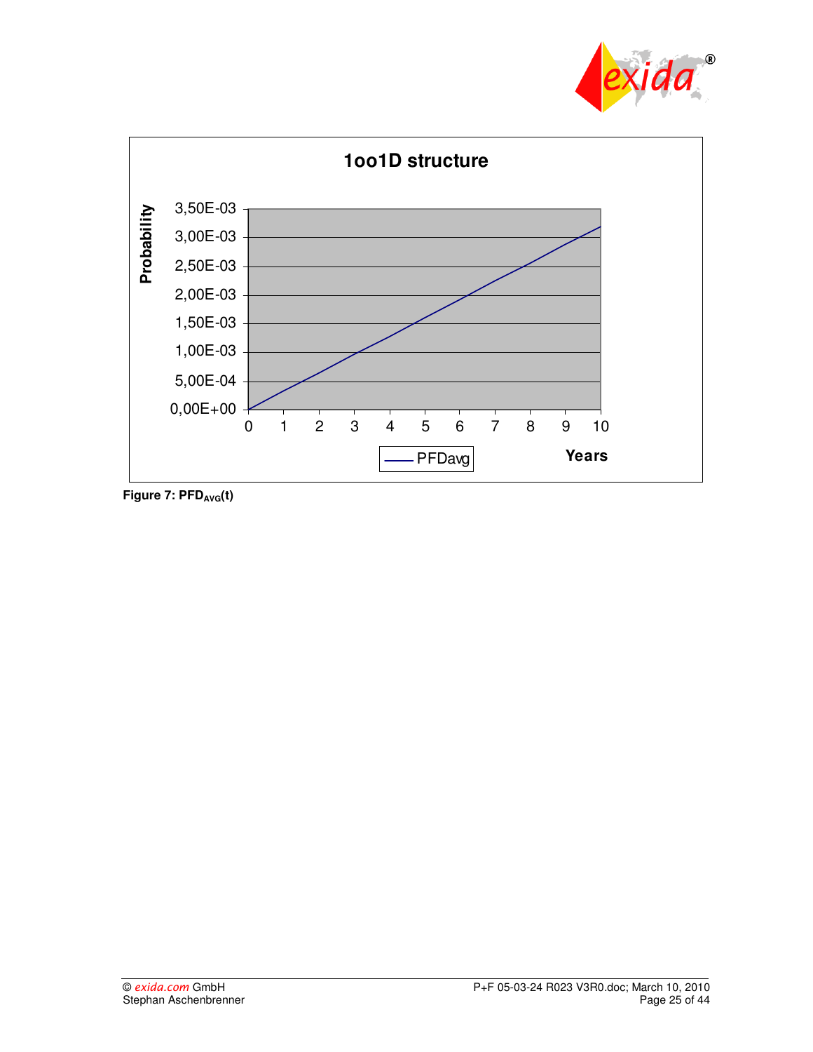1oo1D structure

Probability

3,50E-03
3,00E-03
2,50E-03
2,00E-03
1,50E-03
1,00E-03
5,00E-04
0,00E+00

0 1 2 3 4 5 6 7 8 9 10

Years

PFDavg

**Figure 7: $PFD_{AVG}(t)$**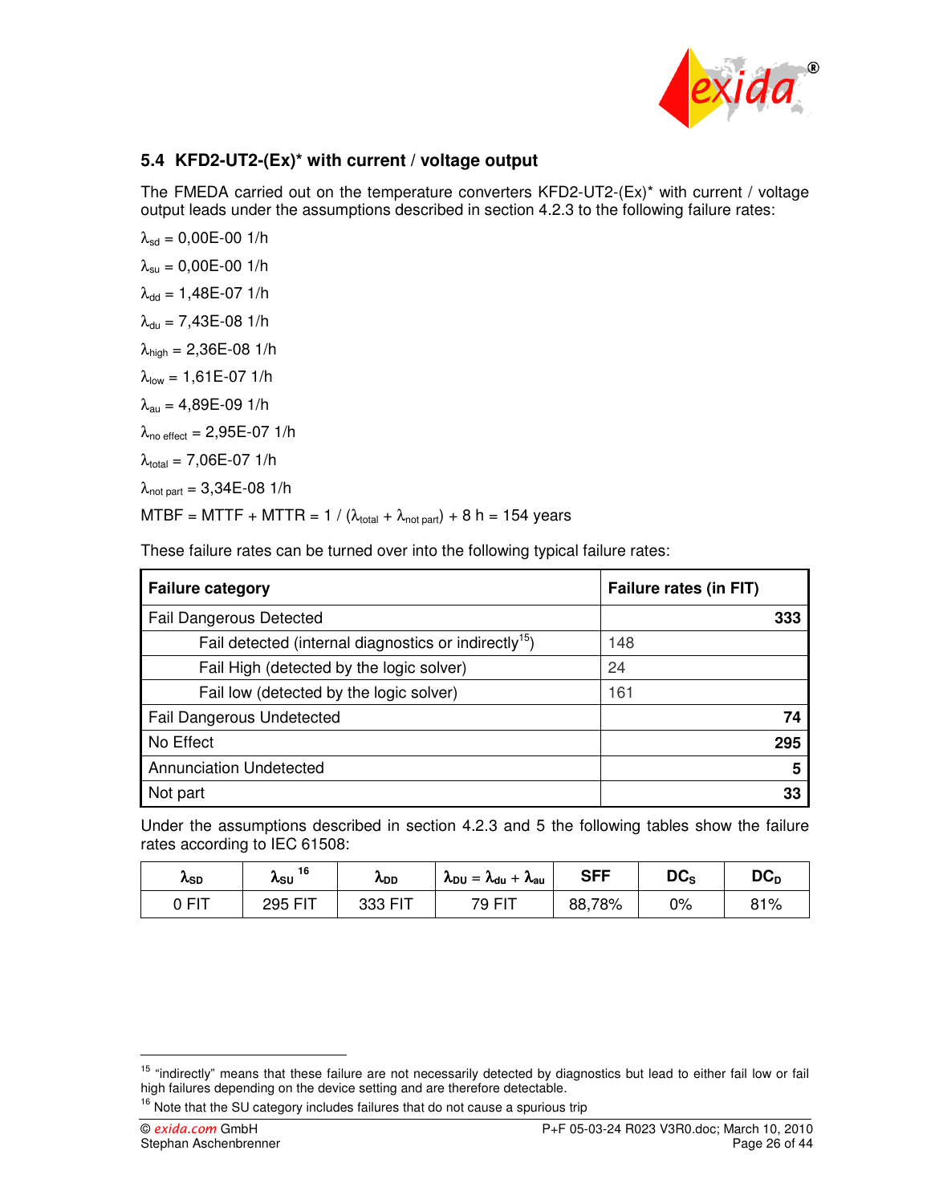## 5.4 KFD2-UT2-(Ex)* with current / voltage output

The FMEDA carried out on the temperature converters KFD2-UT2-(Ex)* with current / voltage output leads under the assumptions described in section 4.2.3 to the following failure rates:

$\lambda_{sd}$ = 0,00E-00 1/h

$\lambda_{su}$ = 0,00E-00 1/h

$\lambda_{dd}$ = 1,48E-07 1/h

$\lambda_{du}$ = 7,43E-08 1/h

$\lambda_{high}$ = 2,36E-08 1/h

$\lambda_{low}$ = 1,61E-07 1/h

$\lambda_{au}$ = 4,89E-09 1/h

$\lambda_{no\ effect}$ = 2,95E-07 1/h

$\lambda_{total}$ = 7,06E-07 1/h

$\lambda_{not\ part}$ = 3,34E-08 1/h

MTBF = MTTF + MTTR = 1 / ($\lambda_{total}$ + $\lambda_{not\ part}$) + 8 h = 154 years

These failure rates can be turned over into the following typical failure rates:

| Failure category | Failure rates (in FIT) |
|---|---|
| Fail Dangerous Detected | **333** |
| Fail detected (internal diagnostics or indirectly[15]) | 148 |
| Fail High (detected by the logic solver) | 24 |
| Fail low (detected by the logic solver) | 161 |
| Fail Dangerous Undetected | **74** |
| No Effect | **295** |
| Annunciation Undetected | **5** |
| Not part | **33** |

Under the assumptions described in section 4.2.3 and 5 the following tables show the failure rates according to IEC 61508:

| $\lambda_{SD}$ | $\lambda_{SU}$ [16] | $\lambda_{DD}$ | $\lambda_{DU} = \lambda_{du} + \lambda_{au}$ | SFF | $DC_S$ | $DC_D$ |
|---|---|---|---|---|---|---|
| 0 FIT | 295 FIT | 333 FIT | 79 FIT | 88,78% | 0% | 81% |

---

[15] "indirectly" means that these failure are not necessarily detected by diagnostics but lead to either fail low or fail high failures depending on the device setting and are therefore detectable.

[16] Note that the SU category includes failures that do not cause a spurious trip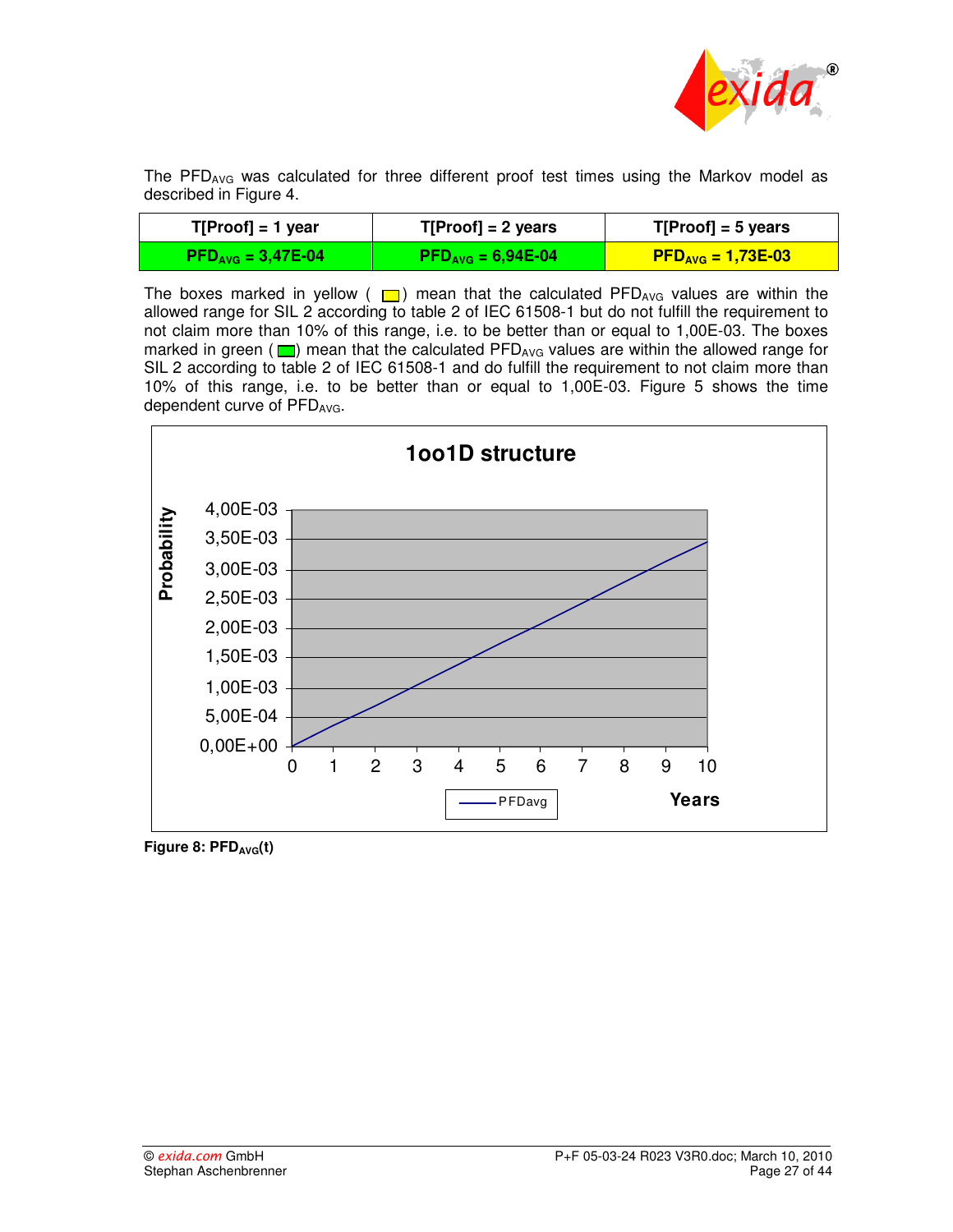The $PFD_{AVG}$ was calculated for three different proof test times using the Markov model as described in Figure 4.

| T[Proof] = 1 year | T[Proof] = 2 years | T[Proof] = 5 years |
|---|---|---|
| **$PFD_{AVG}$ = 3,47E-04** | **$PFD_{AVG}$ = 6,94E-04** | **$PFD_{AVG}$ = 1,73E-03** |

The boxes marked in yellow ( ) mean that the calculated $PFD_{AVG}$ values are within the allowed range for SIL 2 according to table 2 of IEC 61508-1 but do not fulfill the requirement to not claim more than 10% of this range, i.e. to be better than or equal to 1,00E-03. The boxes marked in green ( ) mean that the calculated $PFD_{AVG}$ values are within the allowed range for SIL 2 according to table 2 of IEC 61508-1 and do fulfill the requirement to not claim more than 10% of this range, i.e. to be better than or equal to 1,00E-03. Figure 5 shows the time dependent curve of $PFD_{AVG}$.

1oo1D structure

Probability

4,00E-03
3,50E-03
3,00E-03
2,50E-03
2,00E-03
1,50E-03
1,00E-03
5,00E-04
0,00E+00

0 1 2 3 4 5 6 7 8 9 10

Years

PFDavg

**Figure 8: $PFD_{AVG}(t)$**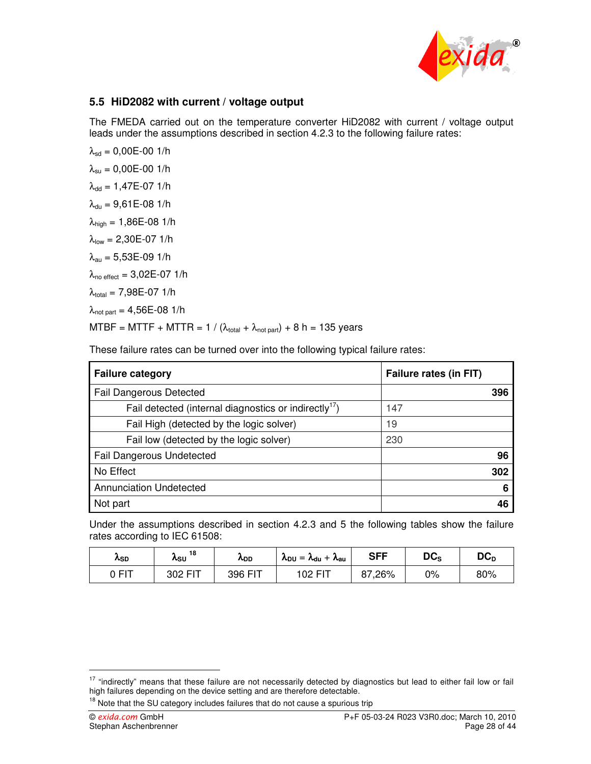## 5.5 HiD2082 with current / voltage output

The FMEDA carried out on the temperature converter HiD2082 with current / voltage output leads under the assumptions described in section 4.2.3 to the following failure rates:

$\lambda_{sd}$ = 0,00E-00 1/h

$\lambda_{su}$ = 0,00E-00 1/h

$\lambda_{dd}$ = 1,47E-07 1/h

$\lambda_{du}$ = 9,61E-08 1/h

$\lambda_{high}$ = 1,86E-08 1/h

$\lambda_{low}$ = 2,30E-07 1/h

$\lambda_{au}$ = 5,53E-09 1/h

$\lambda_{no\ effect}$ = 3,02E-07 1/h

$\lambda_{total}$ = 7,98E-07 1/h

$\lambda_{not\ part}$ = 4,56E-08 1/h

MTBF = MTTF + MTTR = 1 / ($\lambda_{total}$ + $\lambda_{not\ part}$) + 8 h = 135 years

These failure rates can be turned over into the following typical failure rates:

| Failure category | Failure rates (in FIT) |
|---|---|
| Fail Dangerous Detected | **396** |
| Fail detected (internal diagnostics or indirectly[17]) | 147 |
| Fail High (detected by the logic solver) | 19 |
| Fail low (detected by the logic solver) | 230 |
| Fail Dangerous Undetected | **96** |
| No Effect | **302** |
| Annunciation Undetected | **6** |
| Not part | **46** |

Under the assumptions described in section 4.2.3 and 5 the following tables show the failure rates according to IEC 61508:

| $\lambda_{SD}$ | $\lambda_{SU}$ [18] | $\lambda_{DD}$ | $\lambda_{DU} = \lambda_{du} + \lambda_{au}$ | SFF | $DC_S$ | $DC_D$ |
|---|---|---|---|---|---|---|
| 0 FIT | 302 FIT | 396 FIT | 102 FIT | 87,26% | 0% | 80% |

---

[17] "indirectly" means that these failure are not necessarily detected by diagnostics but lead to either fail low or fail high failures depending on the device setting and are therefore detectable.

[18] Note that the SU category includes failures that do not cause a spurious trip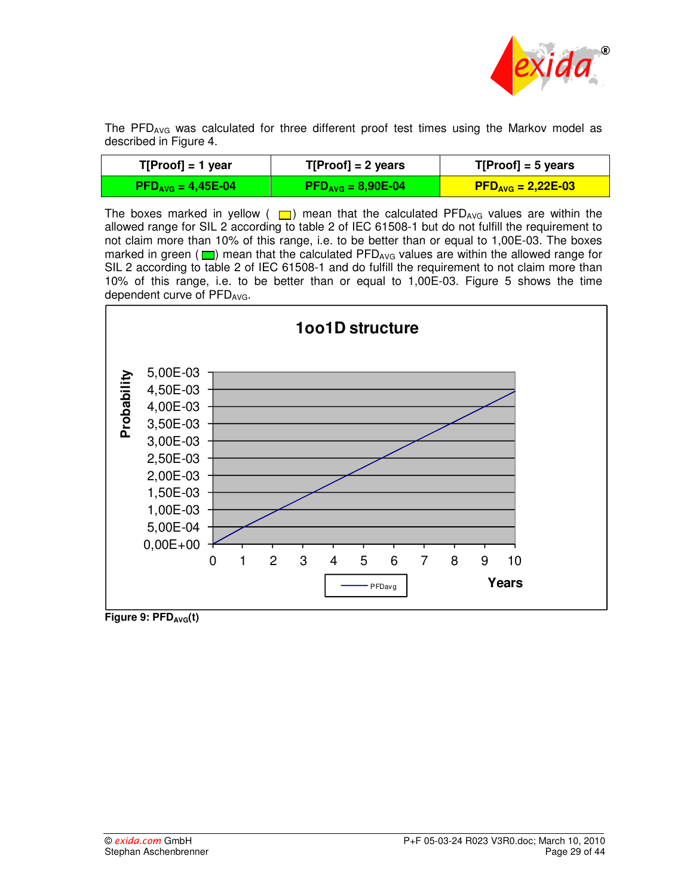The $PFD_{AVG}$ was calculated for three different proof test times using the Markov model as described in Figure 4.

| T[Proof] = 1 year | T[Proof] = 2 years | T[Proof] = 5 years |
|---|---|---|
| $PFD_{AVG}$ = 4,45E-04 | $PFD_{AVG}$ = 8,90E-04 | $PFD_{AVG}$ = 2,22E-03 |

The boxes marked in yellow ( ) mean that the calculated $PFD_{AVG}$ values are within the allowed range for SIL 2 according to table 2 of IEC 61508-1 but do not fulfill the requirement to not claim more than 10% of this range, i.e. to be better than or equal to 1,00E-03. The boxes marked in green ( ) mean that the calculated $PFD_{AVG}$ values are within the allowed range for SIL 2 according to table 2 of IEC 61508-1 and do fulfill the requirement to not claim more than 10% of this range, i.e. to be better than or equal to 1,00E-03. Figure 5 shows the time dependent curve of $PFD_{AVG}$.

1oo1D structure

Probability

5,00E-03
4,50E-03
4,00E-03
3,50E-03
3,00E-03
2,50E-03
2,00E-03
1,50E-03
1,00E-03
5,00E-04
0,00E+00

0 1 2 3 4 5 6 7 8 9 10

Years

PFDavg

**Figure 9: $PFD_{AVG}(t)$**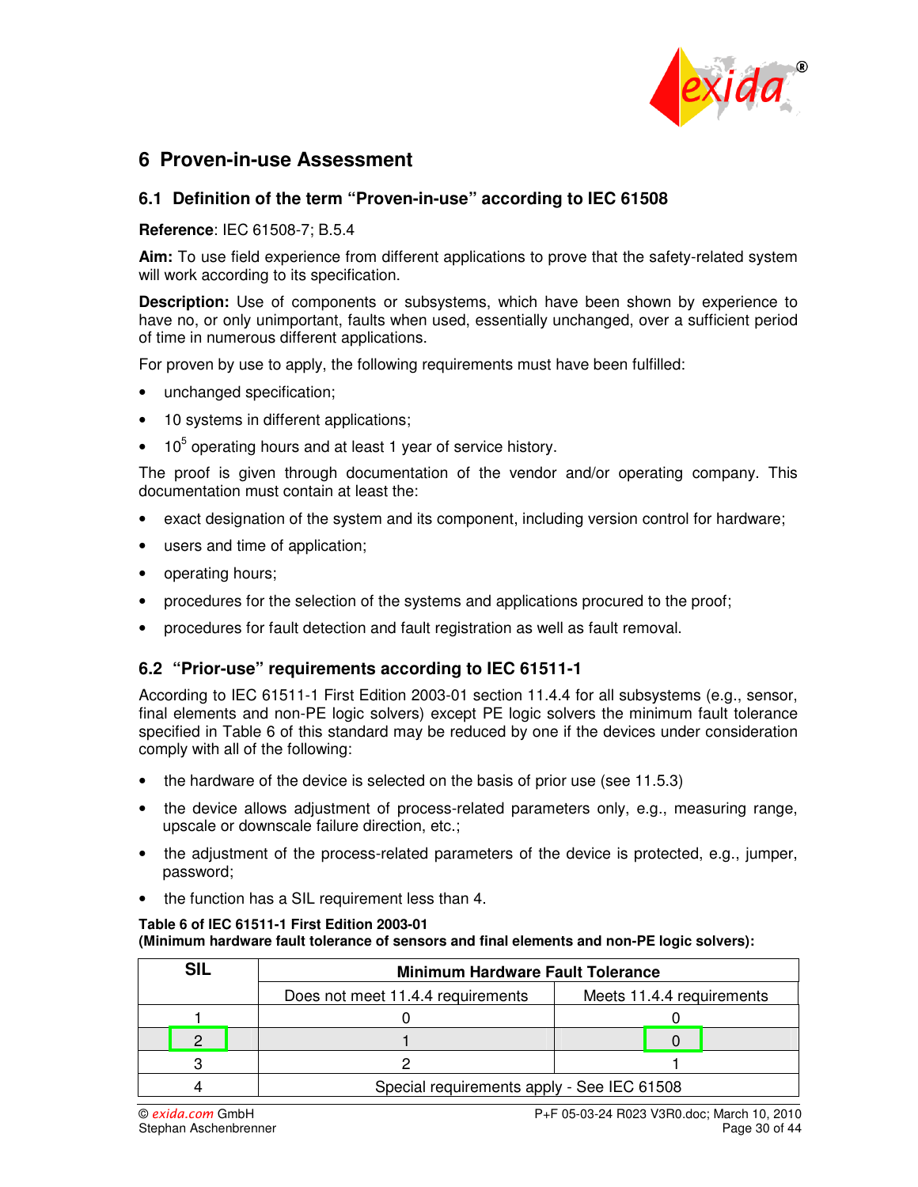## 6 Proven-in-use Assessment

### 6.1 Definition of the term “Proven-in-use” according to IEC 61508

**Reference**: IEC 61508-7; B.5.4

**Aim:** To use field experience from different applications to prove that the safety-related system will work according to its specification.

**Description:** Use of components or subsystems, which have been shown by experience to have no, or only unimportant, faults when used, essentially unchanged, over a sufficient period of time in numerous different applications.

For proven by use to apply, the following requirements must have been fulfilled:

- unchanged specification;
- 10 systems in different applications;
- $10^5$ operating hours and at least 1 year of service history.

The proof is given through documentation of the vendor and/or operating company. This documentation must contain at least the:

- exact designation of the system and its component, including version control for hardware;
- users and time of application;
- operating hours;
- procedures for the selection of the systems and applications procured to the proof;
- procedures for fault detection and fault registration as well as fault removal.

### 6.2 “Prior-use” requirements according to IEC 61511-1

According to IEC 61511-1 First Edition 2003-01 section 11.4.4 for all subsystems (e.g., sensor, final elements and non-PE logic solvers) except PE logic solvers the minimum fault tolerance specified in Table 6 of this standard may be reduced by one if the devices under consideration comply with all of the following:

- the hardware of the device is selected on the basis of prior use (see 11.5.3)
- the device allows adjustment of process-related parameters only, e.g., measuring range, upscale or downscale failure direction, etc.;
- the adjustment of the process-related parameters of the device is protected, e.g., jumper, password;
- the function has a SIL requirement less than 4.

**Table 6 of IEC 61511-1 First Edition 2003-01**
**(Minimum hardware fault tolerance of sensors and final elements and non-PE logic solvers):**

| SIL | Minimum Hardware Fault Tolerance | |
|---|---|---|
| | Does not meet 11.4.4 requirements | Meets 11.4.4 requirements |
| 1 | 0 | 0 |
| 2 | 1 | 0 |
| 3 | 2 | 1 |
| 4 | Special requirements apply - See IEC 61508 | |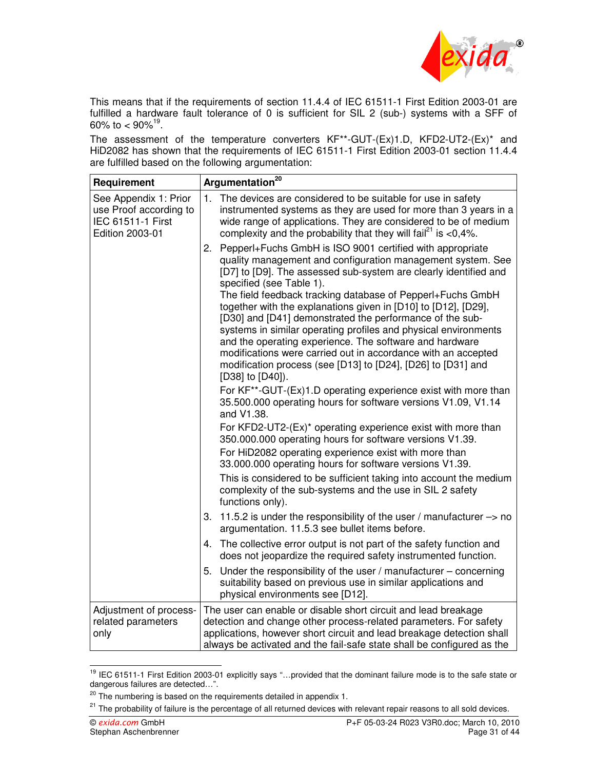This means that if the requirements of section 11.4.4 of IEC 61511-1 First Edition 2003-01 are fulfilled a hardware fault tolerance of 0 is sufficient for SIL 2 (sub-) systems with a SFF of 60% to < 90%[19].

The assessment of the temperature converters KF**-GUT-(Ex)1.D, KFD2-UT2-(Ex)* and HiD2082 has shown that the requirements of IEC 61511-1 First Edition 2003-01 section 11.4.4 are fulfilled based on the following argumentation:

| **Requirement** | **Argumentation**[20] |
|---|---|
| See Appendix 1: Prior use Proof according to IEC 61511-1 First Edition 2003-01 | 1. The devices are considered to be suitable for use in safety instrumented systems as they are used for more than 3 years in a wide range of applications. They are considered to be of medium complexity and the probability that they will fail[21] is <0,4%.<br>2. Pepperl+Fuchs GmbH is ISO 9001 certified with appropriate quality management and configuration management system. See [D7] to [D9]. The assessed sub-system are clearly identified and specified (see Table 1).<br>The field feedback tracking database of Pepperl+Fuchs GmbH together with the explanations given in [D10] to [D12], [D29], [D30] and [D41] demonstrated the performance of the sub-systems in similar operating profiles and physical environments and the operating experience. The software and hardware modifications were carried out in accordance with an accepted modification process (see [D13] to [D24], [D26] to [D31] and [D38] to [D40]).<br>For KF**-GUT-(Ex)1.D operating experience exist with more than 35.500.000 operating hours for software versions V1.09, V1.14 and V1.38.<br>For KFD2-UT2-(Ex)* operating experience exist with more than 350.000.000 operating hours for software versions V1.39.<br>For HiD2082 operating experience exist with more than 33.000.000 operating hours for software versions V1.39.<br>This is considered to be sufficient taking into account the medium complexity of the sub-systems and the use in SIL 2 safety functions only).<br>3. 11.5.2 is under the responsibility of the user / manufacturer –> no argumentation. 11.5.3 see bullet items before.<br>4. The collective error output is not part of the safety function and does not jeopardize the required safety instrumented function.<br>5. Under the responsibility of the user / manufacturer – concerning suitability based on previous use in similar applications and physical environments see [D12]. |
| Adjustment of process-related parameters only | The user can enable or disable short circuit and lead breakage detection and change other process-related parameters. For safety applications, however short circuit and lead breakage detection shall always be activated and the fail-safe state shall be configured as the |

[19] IEC 61511-1 First Edition 2003-01 explicitly says "…provided that the dominant failure mode is to the safe state or dangerous failures are detected…".

[20] The numbering is based on the requirements detailed in appendix 1.

[21] The probability of failure is the percentage of all returned devices with relevant repair reasons to all sold devices.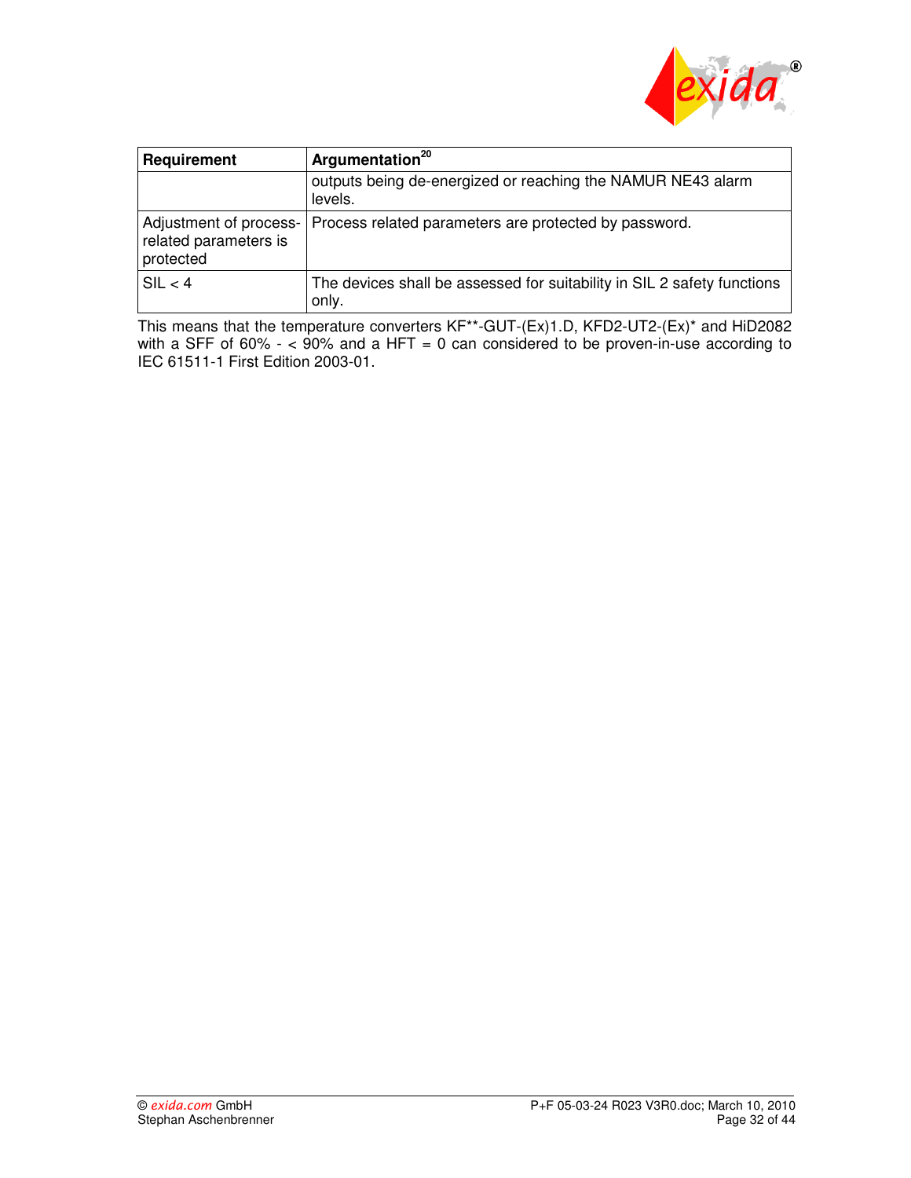| Requirement | Argumentation[20] |
|---|---|
| | outputs being de-energized or reaching the NAMUR NE43 alarm levels. |
| Adjustment of process-related parameters is protected | Process related parameters are protected by password. |
| SIL < 4 | The devices shall be assessed for suitability in SIL 2 safety functions only. |

This means that the temperature converters KF**-GUT-(Ex)1.D, KFD2-UT2-(Ex)* and HiD2082 with a SFF of 60% - < 90% and a HFT = 0 can considered to be proven-in-use according to IEC 61511-1 First Edition 2003-01.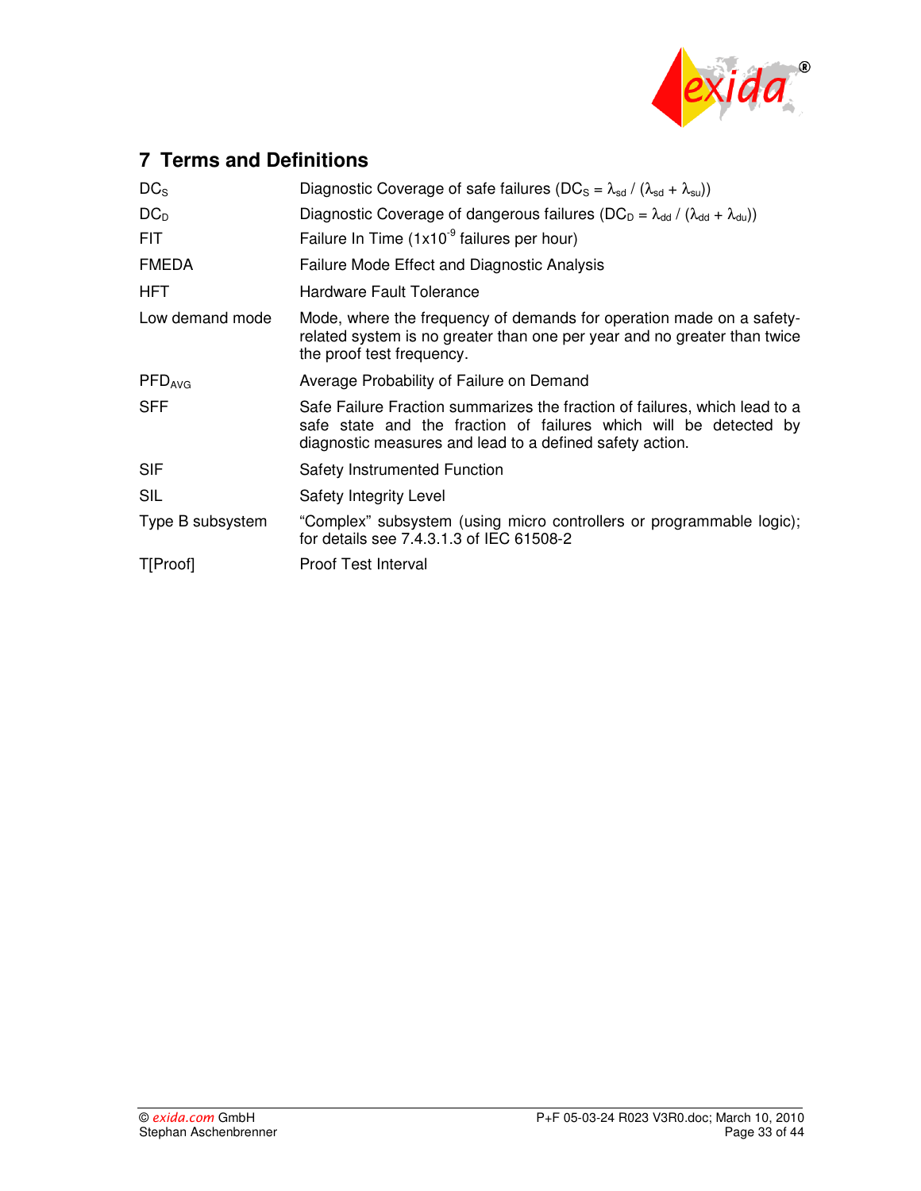## 7 Terms and Definitions

| | |
|---|---|
| $DC_S$ | Diagnostic Coverage of safe failures ($DC_S = \lambda_{sd} / (\lambda_{sd} + \lambda_{su})$) |
| $DC_D$ | Diagnostic Coverage of dangerous failures ($DC_D = \lambda_{dd} / (\lambda_{dd} + \lambda_{du})$) |
| FIT | Failure In Time ($1 \times 10^{-9}$ failures per hour) |
| FMEDA | Failure Mode Effect and Diagnostic Analysis |
| HFT | Hardware Fault Tolerance |
| Low demand mode | Mode, where the frequency of demands for operation made on a safety-related system is no greater than one per year and no greater than twice the proof test frequency. |
| $PFD_{AVG}$ | Average Probability of Failure on Demand |
| SFF | Safe Failure Fraction summarizes the fraction of failures, which lead to a safe state and the fraction of failures which will be detected by diagnostic measures and lead to a defined safety action. |
| SIF | Safety Instrumented Function |
| SIL | Safety Integrity Level |
| Type B subsystem | “Complex” subsystem (using micro controllers or programmable logic); for details see 7.4.3.1.3 of IEC 61508-2 |
| T[Proof] | Proof Test Interval |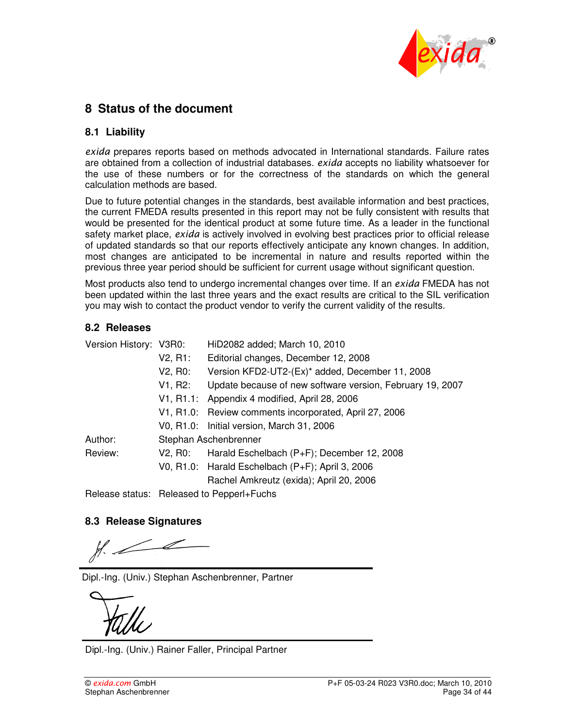## 8 Status of the document

### 8.1 Liability

*exida* prepares reports based on methods advocated in International standards. Failure rates are obtained from a collection of industrial databases. *exida* accepts no liability whatsoever for the use of these numbers or for the correctness of the standards on which the general calculation methods are based.

Due to future potential changes in the standards, best available information and best practices, the current FMEDA results presented in this report may not be fully consistent with results that would be presented for the identical product at some future time. As a leader in the functional safety market place, *exida* is actively involved in evolving best practices prior to official release of updated standards so that our reports effectively anticipate any known changes. In addition, most changes are anticipated to be incremental in nature and results reported within the previous three year period should be sufficient for current usage without significant question.

Most products also tend to undergo incremental changes over time. If an *exida* FMEDA has not been updated within the last three years and the exact results are critical to the SIL verification you may wish to contact the product vendor to verify the current validity of the results.

### 8.2 Releases

| | | |
|---|---|---|
| Version History: | V3R0: | HiD2082 added; March 10, 2010 |
| | V2, R1: | Editorial changes, December 12, 2008 |
| | V2, R0: | Version KFD2-UT2-(Ex)* added, December 11, 2008 |
| | V1, R2: | Update because of new software version, February 19, 2007 |
| | V1, R1.1: | Appendix 4 modified, April 28, 2006 |
| | V1, R1.0: | Review comments incorporated, April 27, 2006 |
| | V0, R1.0: | Initial version, March 31, 2006 |
| Author: | Stephan Aschenbrenner | |
| Review: | V2, R0: | Harald Eschelbach (P+F); December 12, 2008 |
| | V0, R1.0: | Harald Eschelbach (P+F); April 3, 2006 |
| | | Rachel Amkreutz (exida); April 20, 2006 |
| Release status: | Released to Pepperl+Fuchs | |

### 8.3 Release Signatures

Dipl.-Ing. (Univ.) Stephan Aschenbrenner, Partner

Dipl.-Ing. (Univ.) Rainer Faller, Principal Partner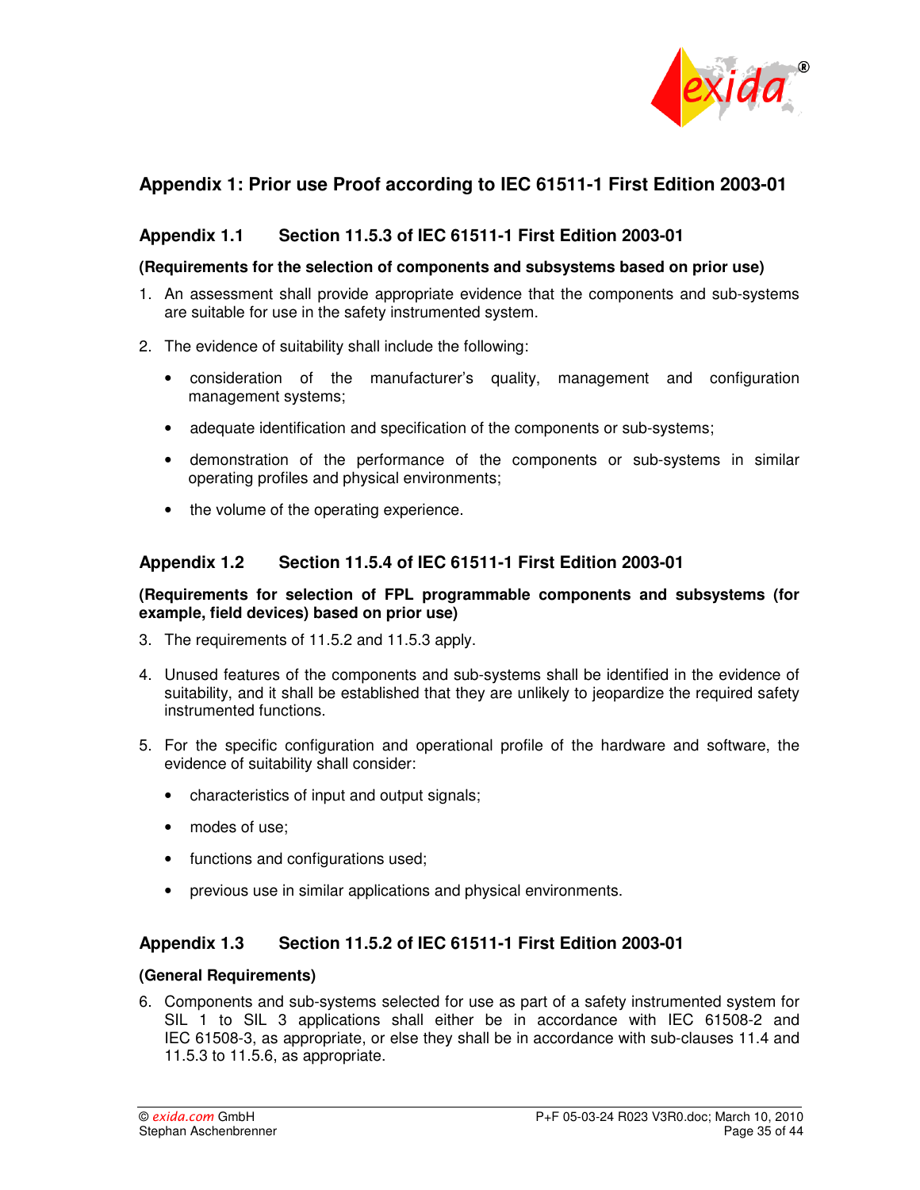# Appendix 1: Prior use Proof according to IEC 61511-1 First Edition 2003-01

## Appendix 1.1 Section 11.5.3 of IEC 61511-1 First Edition 2003-01

**(Requirements for the selection of components and subsystems based on prior use)**

1. An assessment shall provide appropriate evidence that the components and sub-systems are suitable for use in the safety instrumented system.

2. The evidence of suitability shall include the following:

   - consideration of the manufacturer's quality, management and configuration management systems;
   - adequate identification and specification of the components or sub-systems;
   - demonstration of the performance of the components or sub-systems in similar operating profiles and physical environments;
   - the volume of the operating experience.

## Appendix 1.2 Section 11.5.4 of IEC 61511-1 First Edition 2003-01

**(Requirements for selection of FPL programmable components and subsystems (for example, field devices) based on prior use)**

3. The requirements of 11.5.2 and 11.5.3 apply.

4. Unused features of the components and sub-systems shall be identified in the evidence of suitability, and it shall be established that they are unlikely to jeopardize the required safety instrumented functions.

5. For the specific configuration and operational profile of the hardware and software, the evidence of suitability shall consider:

   - characteristics of input and output signals;
   - modes of use;
   - functions and configurations used;
   - previous use in similar applications and physical environments.

## Appendix 1.3 Section 11.5.2 of IEC 61511-1 First Edition 2003-01

**(General Requirements)**

6. Components and sub-systems selected for use as part of a safety instrumented system for SIL 1 to SIL 3 applications shall either be in accordance with IEC 61508-2 and IEC 61508-3, as appropriate, or else they shall be in accordance with sub-clauses 11.4 and 11.5.3 to 11.5.6, as appropriate.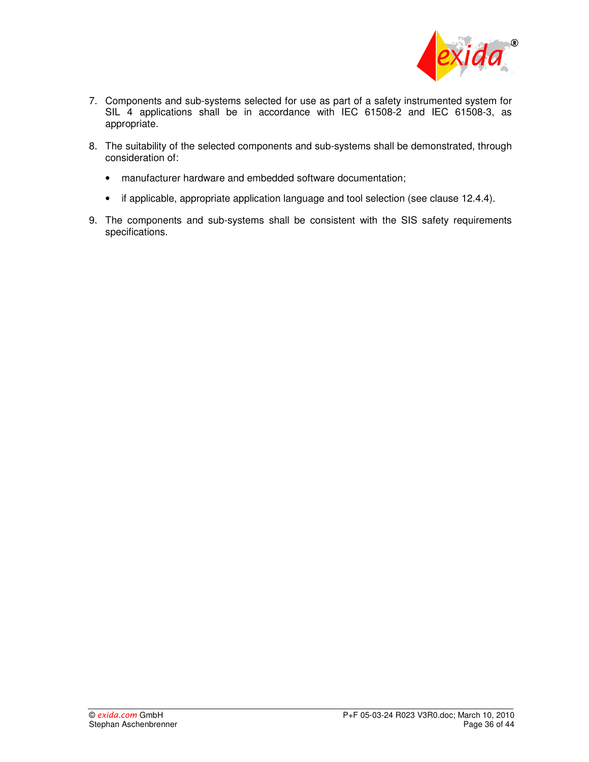7. Components and sub-systems selected for use as part of a safety instrumented system for SIL 4 applications shall be in accordance with IEC 61508-2 and IEC 61508-3, as appropriate.

8. The suitability of the selected components and sub-systems shall be demonstrated, through consideration of:

   - manufacturer hardware and embedded software documentation;
   - if applicable, appropriate application language and tool selection (see clause 12.4.4).

9. The components and sub-systems shall be consistent with the SIS safety requirements specifications.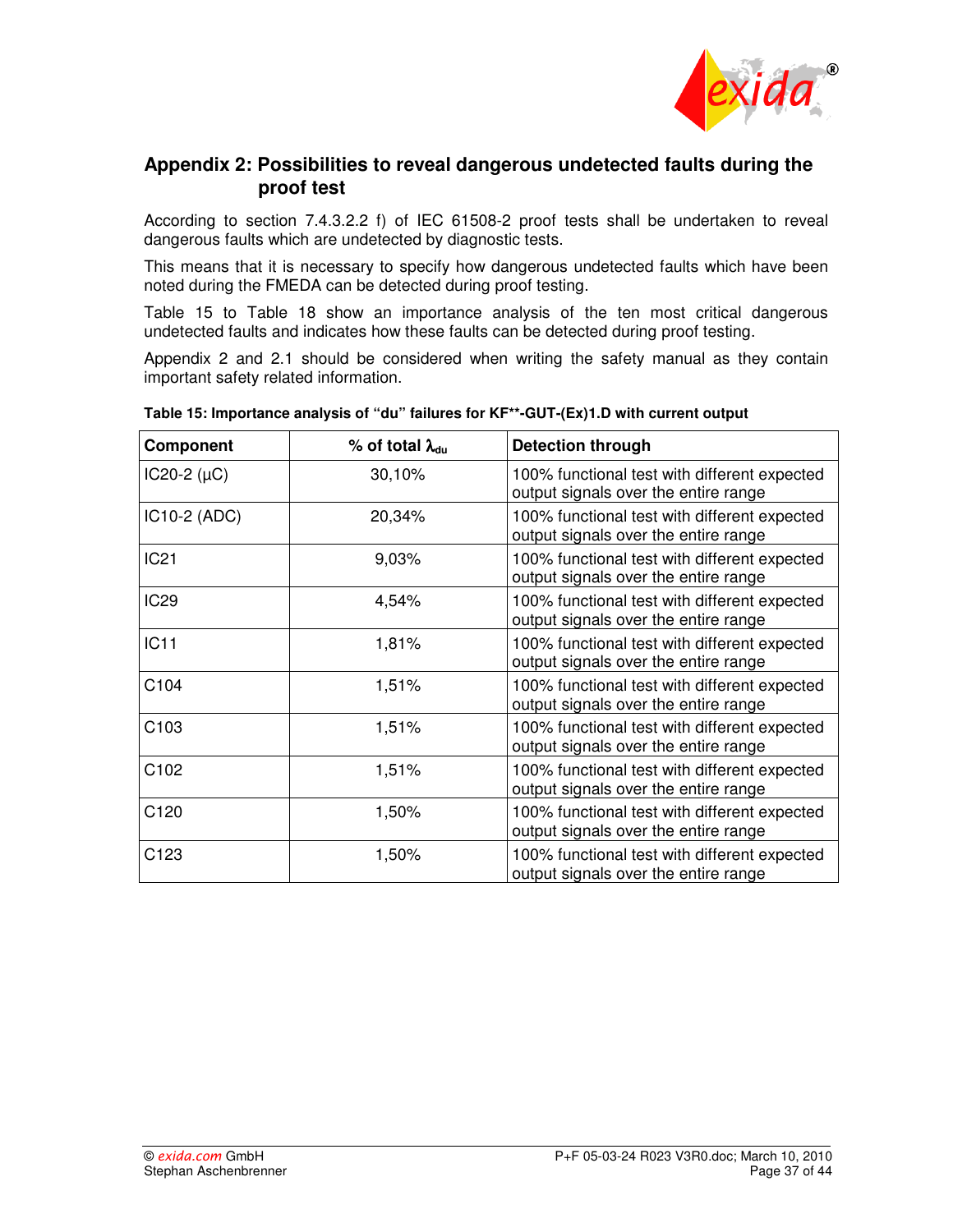## Appendix 2: Possibilities to reveal dangerous undetected faults during the proof test

According to section 7.4.3.2.2 f) of IEC 61508-2 proof tests shall be undertaken to reveal dangerous faults which are undetected by diagnostic tests.

This means that it is necessary to specify how dangerous undetected faults which have been noted during the FMEDA can be detected during proof testing.

Table 15 to Table 18 show an importance analysis of the ten most critical dangerous undetected faults and indicates how these faults can be detected during proof testing.

Appendix 2 and 2.1 should be considered when writing the safety manual as they contain important safety related information.

**Table 15: Importance analysis of "du" failures for KF**-GUT-(Ex)1.D with current output**

| Component | % of total $\lambda_{du}$ | Detection through |
|---|---|---|
| IC20-2 (µC) | 30,10% | 100% functional test with different expected output signals over the entire range |
| IC10-2 (ADC) | 20,34% | 100% functional test with different expected output signals over the entire range |
| IC21 | 9,03% | 100% functional test with different expected output signals over the entire range |
| IC29 | 4,54% | 100% functional test with different expected output signals over the entire range |
| IC11 | 1,81% | 100% functional test with different expected output signals over the entire range |
| C104 | 1,51% | 100% functional test with different expected output signals over the entire range |
| C103 | 1,51% | 100% functional test with different expected output signals over the entire range |
| C102 | 1,51% | 100% functional test with different expected output signals over the entire range |
| C120 | 1,50% | 100% functional test with different expected output signals over the entire range |
| C123 | 1,50% | 100% functional test with different expected output signals over the entire range |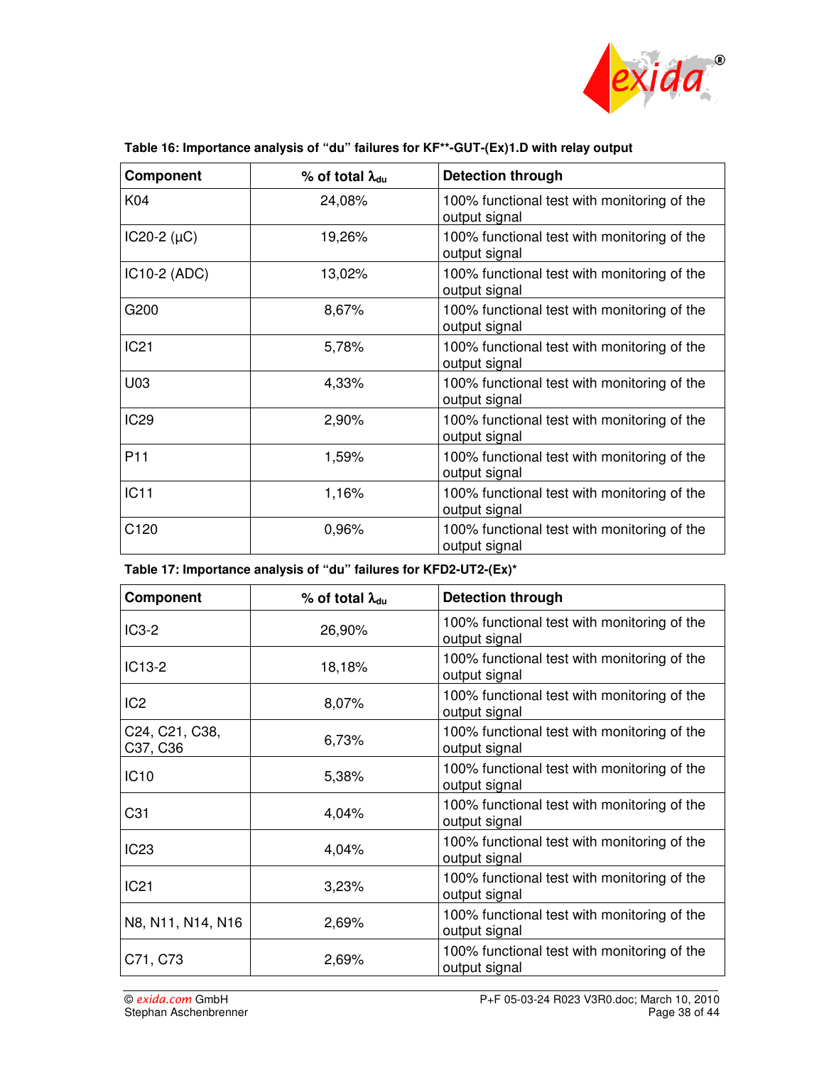**Table 16: Importance analysis of "du" failures for KF**-GUT-(Ex)1.D with relay output**

| Component | % of total $\lambda_{du}$ | Detection through |
|---|---|---|
| K04 | 24,08% | 100% functional test with monitoring of the output signal |
| IC20-2 (µC) | 19,26% | 100% functional test with monitoring of the output signal |
| IC10-2 (ADC) | 13,02% | 100% functional test with monitoring of the output signal |
| G200 | 8,67% | 100% functional test with monitoring of the output signal |
| IC21 | 5,78% | 100% functional test with monitoring of the output signal |
| U03 | 4,33% | 100% functional test with monitoring of the output signal |
| IC29 | 2,90% | 100% functional test with monitoring of the output signal |
| P11 | 1,59% | 100% functional test with monitoring of the output signal |
| IC11 | 1,16% | 100% functional test with monitoring of the output signal |
| C120 | 0,96% | 100% functional test with monitoring of the output signal |

**Table 17: Importance analysis of "du" failures for KFD2-UT2-(Ex)***

| Component | % of total $\lambda_{du}$ | Detection through |
|---|---|---|
| IC3-2 | 26,90% | 100% functional test with monitoring of the output signal |
| IC13-2 | 18,18% | 100% functional test with monitoring of the output signal |
| IC2 | 8,07% | 100% functional test with monitoring of the output signal |
| C24, C21, C38, C37, C36 | 6,73% | 100% functional test with monitoring of the output signal |
| IC10 | 5,38% | 100% functional test with monitoring of the output signal |
| C31 | 4,04% | 100% functional test with monitoring of the output signal |
| IC23 | 4,04% | 100% functional test with monitoring of the output signal |
| IC21 | 3,23% | 100% functional test with monitoring of the output signal |
| N8, N11, N14, N16 | 2,69% | 100% functional test with monitoring of the output signal |
| C71, C73 | 2,69% | 100% functional test with monitoring of the output signal |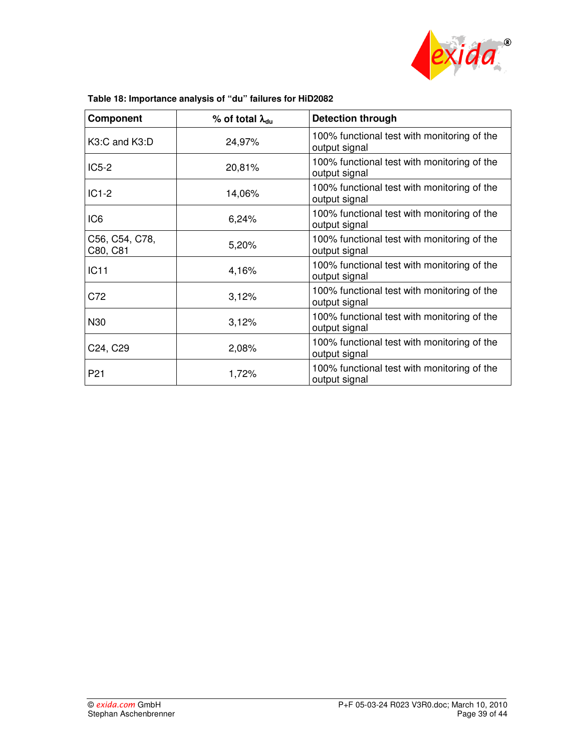**Table 18: Importance analysis of “du” failures for HiD2082**

| Component | % of total $\lambda_{du}$ | Detection through |
|---|---|---|
| K3:C and K3:D | 24,97% | 100% functional test with monitoring of the output signal |
| IC5-2 | 20,81% | 100% functional test with monitoring of the output signal |
| IC1-2 | 14,06% | 100% functional test with monitoring of the output signal |
| IC6 | 6,24% | 100% functional test with monitoring of the output signal |
| C56, C54, C78, C80, C81 | 5,20% | 100% functional test with monitoring of the output signal |
| IC11 | 4,16% | 100% functional test with monitoring of the output signal |
| C72 | 3,12% | 100% functional test with monitoring of the output signal |
| N30 | 3,12% | 100% functional test with monitoring of the output signal |
| C24, C29 | 2,08% | 100% functional test with monitoring of the output signal |
| P21 | 1,72% | 100% functional test with monitoring of the output signal |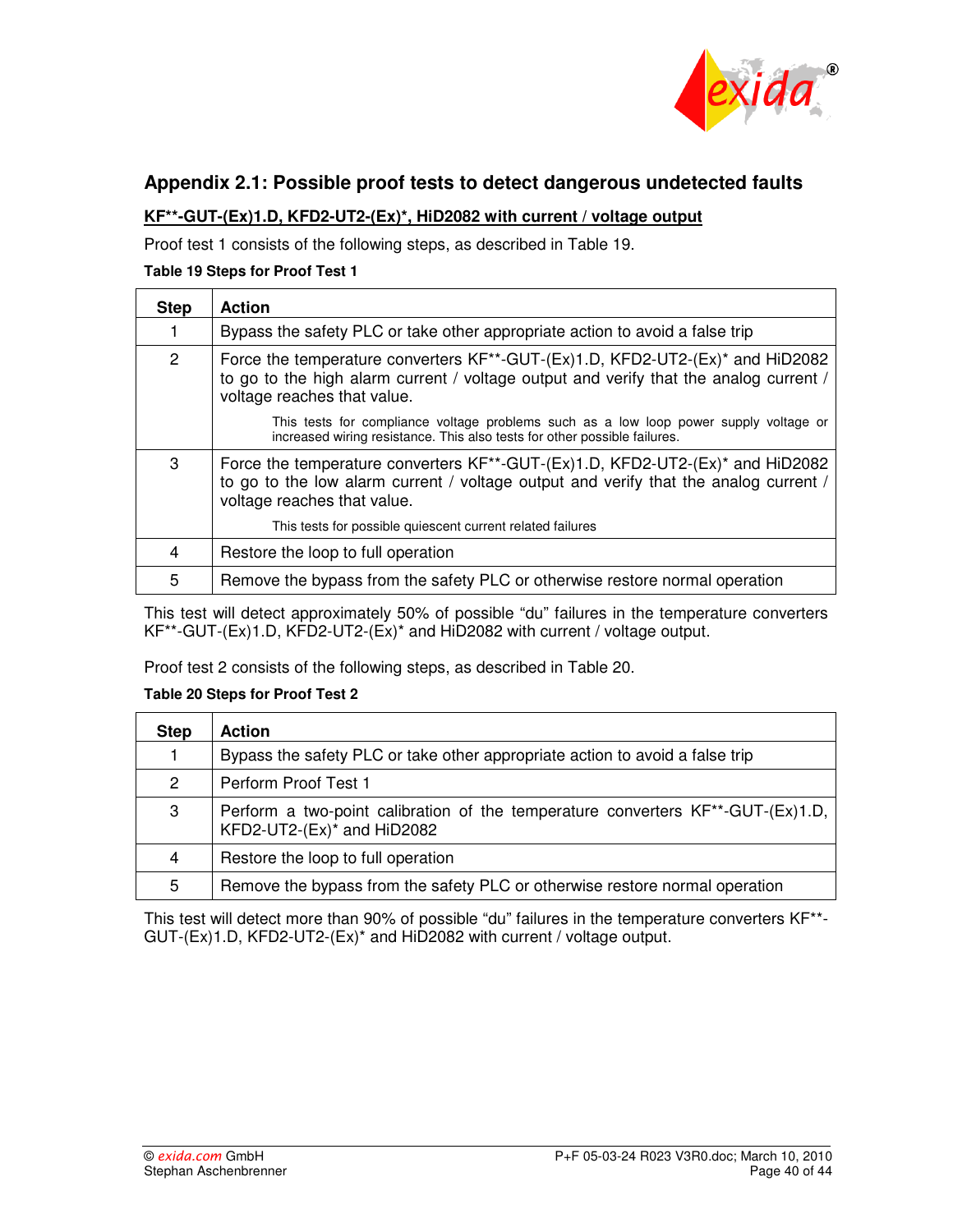## Appendix 2.1: Possible proof tests to detect dangerous undetected faults

**KF**-GUT-(Ex)1.D, KFD2-UT2-(Ex)*, HiD2082 with current / voltage output**

Proof test 1 consists of the following steps, as described in Table 19.

**Table 19 Steps for Proof Test 1**

| Step | Action |
|---|---|
| 1 | Bypass the safety PLC or take other appropriate action to avoid a false trip |
| 2 | Force the temperature converters KF**-GUT-(Ex)1.D, KFD2-UT2-(Ex)* and HiD2082 to go to the high alarm current / voltage output and verify that the analog current / voltage reaches that value.<br>This tests for compliance voltage problems such as a low loop power supply voltage or increased wiring resistance. This also tests for other possible failures. |
| 3 | Force the temperature converters KF**-GUT-(Ex)1.D, KFD2-UT2-(Ex)* and HiD2082 to go to the low alarm current / voltage output and verify that the analog current / voltage reaches that value.<br>This tests for possible quiescent current related failures |
| 4 | Restore the loop to full operation |
| 5 | Remove the bypass from the safety PLC or otherwise restore normal operation |

This test will detect approximately 50% of possible "du" failures in the temperature converters KF**-GUT-(Ex)1.D, KFD2-UT2-(Ex)* and HiD2082 with current / voltage output.

Proof test 2 consists of the following steps, as described in Table 20.

**Table 20 Steps for Proof Test 2**

| Step | Action |
|---|---|
| 1 | Bypass the safety PLC or take other appropriate action to avoid a false trip |
| 2 | Perform Proof Test 1 |
| 3 | Perform a two-point calibration of the temperature converters KF**-GUT-(Ex)1.D, KFD2-UT2-(Ex)* and HiD2082 |
| 4 | Restore the loop to full operation |
| 5 | Remove the bypass from the safety PLC or otherwise restore normal operation |

This test will detect more than 90% of possible "du" failures in the temperature converters KF**-GUT-(Ex)1.D, KFD2-UT2-(Ex)* and HiD2082 with current / voltage output.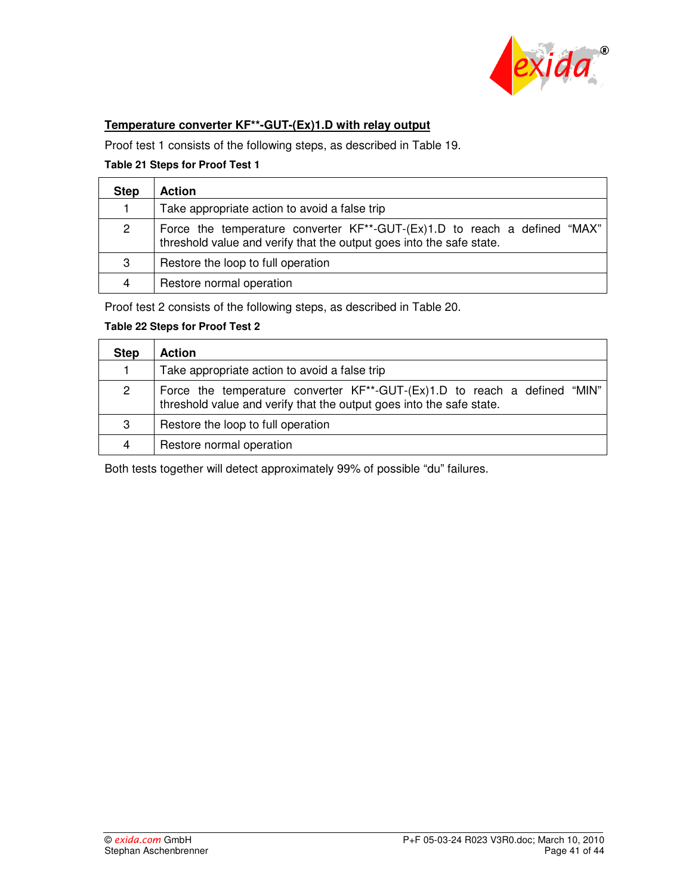**Temperature converter KF**-GUT-(Ex)1.D with relay output**

Proof test 1 consists of the following steps, as described in Table 19.

**Table 21 Steps for Proof Test 1**

| Step | Action |
|---|---|
| 1 | Take appropriate action to avoid a false trip |
| 2 | Force the temperature converter KF**-GUT-(Ex)1.D to reach a defined “MAX” threshold value and verify that the output goes into the safe state. |
| 3 | Restore the loop to full operation |
| 4 | Restore normal operation |

Proof test 2 consists of the following steps, as described in Table 20.

**Table 22 Steps for Proof Test 2**

| Step | Action |
|---|---|
| 1 | Take appropriate action to avoid a false trip |
| 2 | Force the temperature converter KF**-GUT-(Ex)1.D to reach a defined “MIN” threshold value and verify that the output goes into the safe state. |
| 3 | Restore the loop to full operation |
| 4 | Restore normal operation |

Both tests together will detect approximately 99% of possible “du” failures.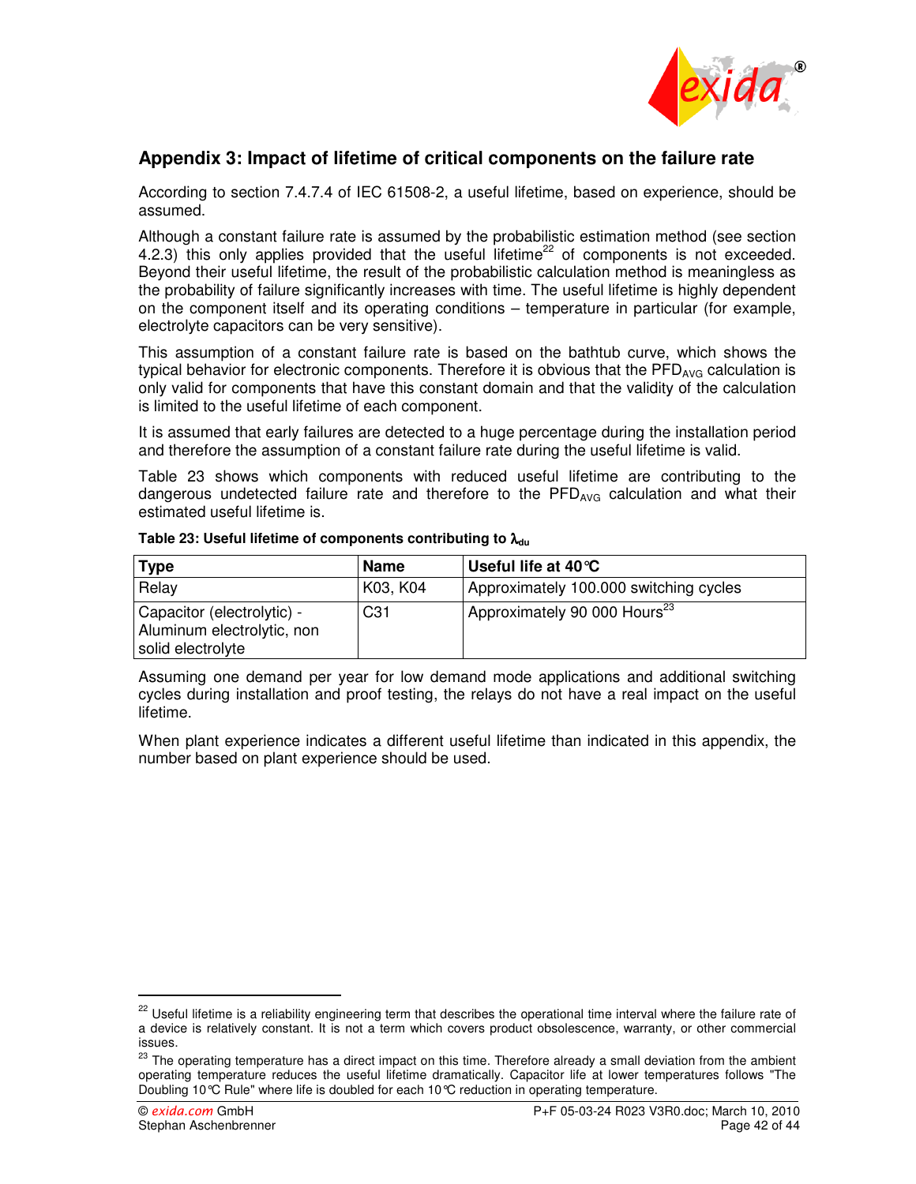## Appendix 3: Impact of lifetime of critical components on the failure rate

According to section 7.4.7.4 of IEC 61508-2, a useful lifetime, based on experience, should be assumed.

Although a constant failure rate is assumed by the probabilistic estimation method (see section 4.2.3) this only applies provided that the useful lifetime[22] of components is not exceeded. Beyond their useful lifetime, the result of the probabilistic calculation method is meaningless as the probability of failure significantly increases with time. The useful lifetime is highly dependent on the component itself and its operating conditions – temperature in particular (for example, electrolyte capacitors can be very sensitive).

This assumption of a constant failure rate is based on the bathtub curve, which shows the typical behavior for electronic components. Therefore it is obvious that the $PFD_{AVG}$ calculation is only valid for components that have this constant domain and that the validity of the calculation is limited to the useful lifetime of each component.

It is assumed that early failures are detected to a huge percentage during the installation period and therefore the assumption of a constant failure rate during the useful lifetime is valid.

Table 23 shows which components with reduced useful lifetime are contributing to the dangerous undetected failure rate and therefore to the $PFD_{AVG}$ calculation and what their estimated useful lifetime is.

**Table 23: Useful lifetime of components contributing to $\lambda_{du}$**

| Type | Name | Useful life at 40°C |
|---|---|---|
| Relay | K03, K04 | Approximately 100.000 switching cycles |
| Capacitor (electrolytic) - Aluminum electrolytic, non solid electrolyte | C31 | Approximately 90 000 Hours[23] |

Assuming one demand per year for low demand mode applications and additional switching cycles during installation and proof testing, the relays do not have a real impact on the useful lifetime.

When plant experience indicates a different useful lifetime than indicated in this appendix, the number based on plant experience should be used.

---

[22] Useful lifetime is a reliability engineering term that describes the operational time interval where the failure rate of a device is relatively constant. It is not a term which covers product obsolescence, warranty, or other commercial issues.

[23] The operating temperature has a direct impact on this time. Therefore already a small deviation from the ambient operating temperature reduces the useful lifetime dramatically. Capacitor life at lower temperatures follows "The Doubling 10°C Rule" where life is doubled for each 10°C reduction in operating temperature.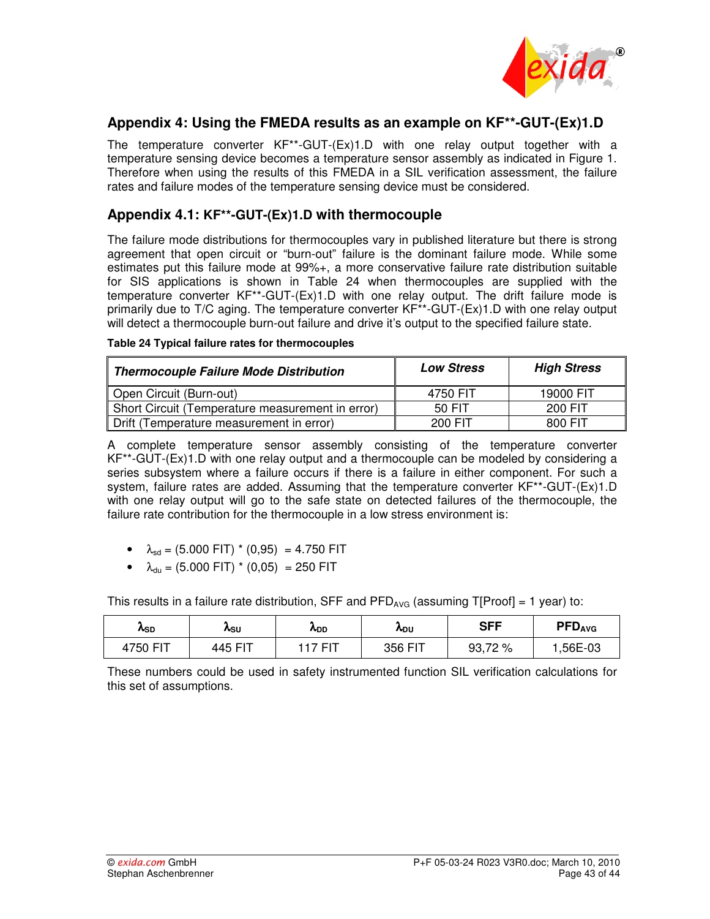## Appendix 4: Using the FMEDA results as an example on KF**-GUT-(Ex)1.D

The temperature converter KF**-GUT-(Ex)1.D with one relay output together with a temperature sensing device becomes a temperature sensor assembly as indicated in Figure 1. Therefore when using the results of this FMEDA in a SIL verification assessment, the failure rates and failure modes of the temperature sensing device must be considered.

### Appendix 4.1: KF**-GUT-(Ex)1.D with thermocouple

The failure mode distributions for thermocouples vary in published literature but there is strong agreement that open circuit or "burn-out" failure is the dominant failure mode. While some estimates put this failure mode at 99%+, a more conservative failure rate distribution suitable for SIS applications is shown in Table 24 when thermocouples are supplied with the temperature converter KF**-GUT-(Ex)1.D with one relay output. The drift failure mode is primarily due to T/C aging. The temperature converter KF**-GUT-(Ex)1.D with one relay output will detect a thermocouple burn-out failure and drive it's output to the specified failure state.

**Table 24 Typical failure rates for thermocouples**

| *Thermocouple Failure Mode Distribution* | *Low Stress* | *High Stress* |
|---|---|---|
| Open Circuit (Burn-out) | 4750 FIT | 19000 FIT |
| Short Circuit (Temperature measurement in error) | 50 FIT | 200 FIT |
| Drift (Temperature measurement in error) | 200 FIT | 800 FIT |

A complete temperature sensor assembly consisting of the temperature converter KF**-GUT-(Ex)1.D with one relay output and a thermocouple can be modeled by considering a series subsystem where a failure occurs if there is a failure in either component. For such a system, failure rates are added. Assuming that the temperature converter KF**-GUT-(Ex)1.D with one relay output will go to the safe state on detected failures of the thermocouple, the failure rate contribution for the thermocouple in a low stress environment is:

- $\lambda_{sd}$ = (5.000 FIT) * (0,95) = 4.750 FIT
- $\lambda_{du}$ = (5.000 FIT) * (0,05) = 250 FIT

This results in a failure rate distribution, SFF and $PFD_{AVG}$ (assuming T[Proof] = 1 year) to:

| $\lambda_{SD}$ | $\lambda_{SU}$ | $\lambda_{DD}$ | $\lambda_{DU}$ | SFF | $PFD_{AVG}$ |
|---|---|---|---|---|---|
| 4750 FIT | 445 FIT | 117 FIT | 356 FIT | 93,72 % | 1,56E-03 |

These numbers could be used in safety instrumented function SIL verification calculations for this set of assumptions.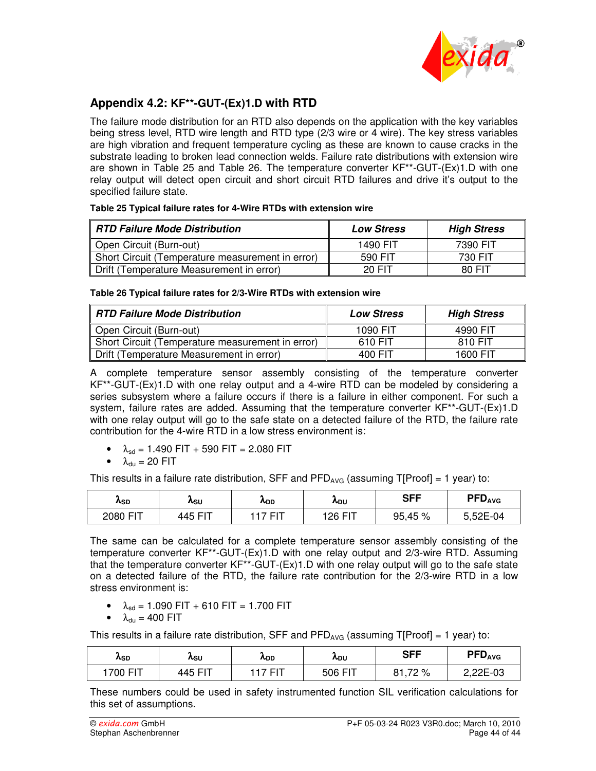## Appendix 4.2: KF**-GUT-(Ex)1.D with RTD

The failure mode distribution for an RTD also depends on the application with the key variables being stress level, RTD wire length and RTD type (2/3 wire or 4 wire). The key stress variables are high vibration and frequent temperature cycling as these are known to cause cracks in the substrate leading to broken lead connection welds. Failure rate distributions with extension wire are shown in Table 25 and Table 26. The temperature converter KF**-GUT-(Ex)1.D with one relay output will detect open circuit and short circuit RTD failures and drive it's output to the specified failure state.

**Table 25 Typical failure rates for 4-Wire RTDs with extension wire**

| *RTD Failure Mode Distribution* | *Low Stress* | *High Stress* |
|---|---|---|
| Open Circuit (Burn-out) | 1490 FIT | 7390 FIT |
| Short Circuit (Temperature measurement in error) | 590 FIT | 730 FIT |
| Drift (Temperature Measurement in error) | 20 FIT | 80 FIT |

**Table 26 Typical failure rates for 2/3-Wire RTDs with extension wire**

| *RTD Failure Mode Distribution* | *Low Stress* | *High Stress* |
|---|---|---|
| Open Circuit (Burn-out) | 1090 FIT | 4990 FIT |
| Short Circuit (Temperature measurement in error) | 610 FIT | 810 FIT |
| Drift (Temperature Measurement in error) | 400 FIT | 1600 FIT |

A complete temperature sensor assembly consisting of the temperature converter KF**-GUT-(Ex)1.D with one relay output and a 4-wire RTD can be modeled by considering a series subsystem where a failure occurs if there is a failure in either component. For such a system, failure rates are added. Assuming that the temperature converter KF**-GUT-(Ex)1.D with one relay output will go to the safe state on a detected failure of the RTD, the failure rate contribution for the 4-wire RTD in a low stress environment is:

- $\lambda_{sd}$ = 1.490 FIT + 590 FIT = 2.080 FIT
- $\lambda_{du}$ = 20 FIT

This results in a failure rate distribution, SFF and $PFD_{AVG}$ (assuming T[Proof] = 1 year) to:

| $\lambda_{SD}$ | $\lambda_{SU}$ | $\lambda_{DD}$ | $\lambda_{DU}$ | SFF | $PFD_{AVG}$ |
|---|---|---|---|---|---|
| 2080 FIT | 445 FIT | 117 FIT | 126 FIT | 95,45 % | 5,52E-04 |

The same can be calculated for a complete temperature sensor assembly consisting of the temperature converter KF**-GUT-(Ex)1.D with one relay output and 2/3-wire RTD. Assuming that the temperature converter KF**-GUT-(Ex)1.D with one relay output will go to the safe state on a detected failure of the RTD, the failure rate contribution for the 2/3-wire RTD in a low stress environment is:

- $\lambda_{sd}$ = 1.090 FIT + 610 FIT = 1.700 FIT
- $\lambda_{du}$ = 400 FIT

This results in a failure rate distribution, SFF and $PFD_{AVG}$ (assuming T[Proof] = 1 year) to:

| $\lambda_{SD}$ | $\lambda_{SU}$ | $\lambda_{DD}$ | $\lambda_{DU}$ | SFF | $PFD_{AVG}$ |
|---|---|---|---|---|---|
| 1700 FIT | 445 FIT | 117 FIT | 506 FIT | 81,72 % | 2,22E-03 |

These numbers could be used in safety instrumented function SIL verification calculations for this set of assumptions.